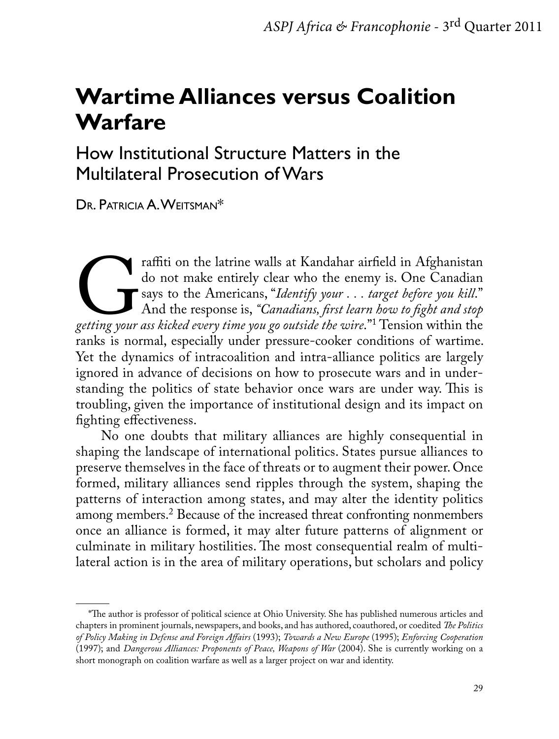# Wartime Alliances versus Coalition Warfare

## How Institutional Structure Matters in the Multilateral Prosecution of Wars

Dr. Patricia A. Weitsman*

Graffiti on the latrine walls at Kandahar airfield in Afghanistan do not make entirely clear who the enemy is. One Canadian says to the Americans, "*Identify your . . . target before you kill*." And the response is, *"Canadians, first learn how to fight and stop getting your ass kicked every time you go outside the wire*."[1] Tension within the ranks is normal, especially under pressure-cooker conditions of wartime. Yet the dynamics of intracoalition and intra-alliance politics are largely ignored in advance of decisions on how to prosecute wars and in understanding the politics of state behavior once wars are under way. This is troubling, given the importance of institutional design and its impact on fighting effectiveness.

No one doubts that military alliances are highly consequential in shaping the landscape of international politics. States pursue alliances to preserve themselves in the face of threats or to augment their power. Once formed, military alliances send ripples through the system, shaping the patterns of interaction among states, and may alter the identity politics among members.[2] Because of the increased threat confronting nonmembers once an alliance is formed, it may alter future patterns of alignment or culminate in military hostilities. The most consequential realm of multilateral action is in the area of military operations, but scholars and policy

---

*The author is professor of political science at Ohio University. She has published numerous articles and chapters in prominent journals, newspapers, and books, and has authored, coauthored, or coedited *The Politics of Policy Making in Defense and Foreign Affairs* (1993); *Towards a New Europe* (1995); *Enforcing Cooperation* (1997); and *Dangerous Alliances: Proponents of Peace, Weapons of War* (2004). She is currently working on a short monograph on coalition warfare as well as a larger project on war and identity.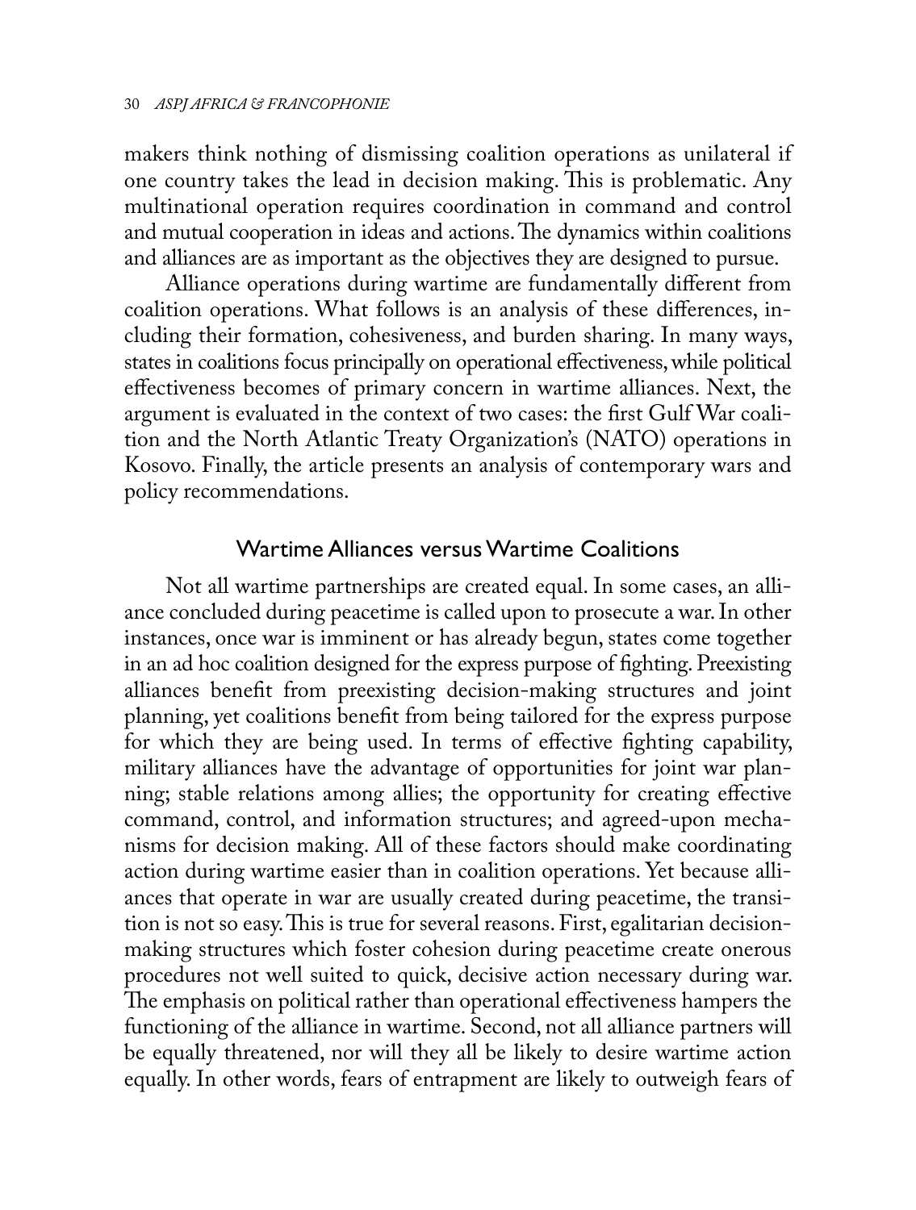makers think nothing of dismissing coalition operations as unilateral if one country takes the lead in decision making. This is problematic. Any multinational operation requires coordination in command and control and mutual cooperation in ideas and actions. The dynamics within coalitions and alliances are as important as the objectives they are designed to pursue.

Alliance operations during wartime are fundamentally different from coalition operations. What follows is an analysis of these differences, including their formation, cohesiveness, and burden sharing. In many ways, states in coalitions focus principally on operational effectiveness, while political effectiveness becomes of primary concern in wartime alliances. Next, the argument is evaluated in the context of two cases: the first Gulf War coalition and the North Atlantic Treaty Organization's (NATO) operations in Kosovo. Finally, the article presents an analysis of contemporary wars and policy recommendations.

## Wartime Alliances versus Wartime Coalitions

Not all wartime partnerships are created equal. In some cases, an alliance concluded during peacetime is called upon to prosecute a war. In other instances, once war is imminent or has already begun, states come together in an ad hoc coalition designed for the express purpose of fighting. Preexisting alliances benefit from preexisting decision-making structures and joint planning, yet coalitions benefit from being tailored for the express purpose for which they are being used. In terms of effective fighting capability, military alliances have the advantage of opportunities for joint war planning; stable relations among allies; the opportunity for creating effective command, control, and information structures; and agreed-upon mechanisms for decision making. All of these factors should make coordinating action during wartime easier than in coalition operations. Yet because alliances that operate in war are usually created during peacetime, the transition is not so easy. This is true for several reasons. First, egalitarian decision-making structures which foster cohesion during peacetime create onerous procedures not well suited to quick, decisive action necessary during war. The emphasis on political rather than operational effectiveness hampers the functioning of the alliance in wartime. Second, not all alliance partners will be equally threatened, nor will they all be likely to desire wartime action equally. In other words, fears of entrapment are likely to outweigh fears of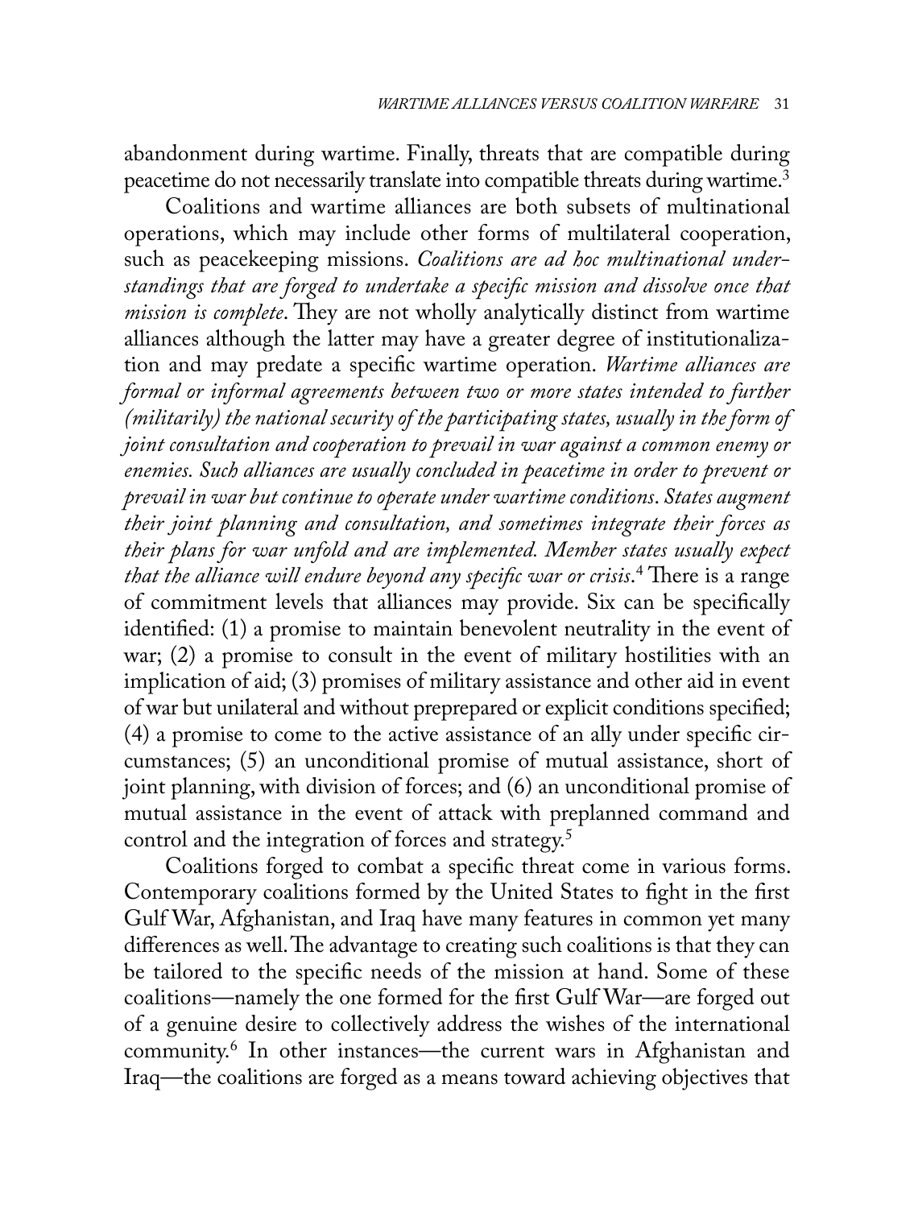abandonment during wartime. Finally, threats that are compatible during peacetime do not necessarily translate into compatible threats during wartime.[3]

Coalitions and wartime alliances are both subsets of multinational operations, which may include other forms of multilateral cooperation, such as peacekeeping missions. *Coalitions are ad hoc multinational understandings that are forged to undertake a specific mission and dissolve once that mission is complete*. They are not wholly analytically distinct from wartime alliances although the latter may have a greater degree of institutionalization and may predate a specific wartime operation. *Wartime alliances are formal or informal agreements between two or more states intended to further (militarily) the national security of the participating states, usually in the form of joint consultation and cooperation to prevail in war against a common enemy or enemies. Such alliances are usually concluded in peacetime in order to prevent or prevail in war but continue to operate under wartime conditions. States augment their joint planning and consultation, and sometimes integrate their forces as their plans for war unfold and are implemented. Member states usually expect that the alliance will endure beyond any specific war or crisis*.[4] There is a range of commitment levels that alliances may provide. Six can be specifically identified: (1) a promise to maintain benevolent neutrality in the event of war; (2) a promise to consult in the event of military hostilities with an implication of aid; (3) promises of military assistance and other aid in event of war but unilateral and without preprepared or explicit conditions specified; (4) a promise to come to the active assistance of an ally under specific circumstances; (5) an unconditional promise of mutual assistance, short of joint planning, with division of forces; and (6) an unconditional promise of mutual assistance in the event of attack with preplanned command and control and the integration of forces and strategy.[5]

Coalitions forged to combat a specific threat come in various forms. Contemporary coalitions formed by the United States to fight in the first Gulf War, Afghanistan, and Iraq have many features in common yet many differences as well. The advantage to creating such coalitions is that they can be tailored to the specific needs of the mission at hand. Some of these coalitions—namely the one formed for the first Gulf War—are forged out of a genuine desire to collectively address the wishes of the international community.[6] In other instances—the current wars in Afghanistan and Iraq—the coalitions are forged as a means toward achieving objectives that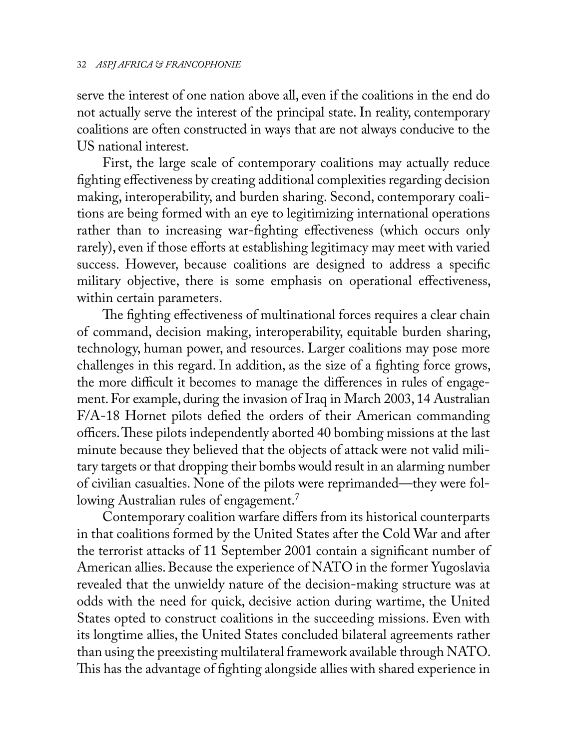serve the interest of one nation above all, even if the coalitions in the end do not actually serve the interest of the principal state. In reality, contemporary coalitions are often constructed in ways that are not always conducive to the US national interest.

First, the large scale of contemporary coalitions may actually reduce fighting effectiveness by creating additional complexities regarding decision making, interoperability, and burden sharing. Second, contemporary coalitions are being formed with an eye to legitimizing international operations rather than to increasing war-fighting effectiveness (which occurs only rarely), even if those efforts at establishing legitimacy may meet with varied success. However, because coalitions are designed to address a specific military objective, there is some emphasis on operational effectiveness, within certain parameters.

The fighting effectiveness of multinational forces requires a clear chain of command, decision making, interoperability, equitable burden sharing, technology, human power, and resources. Larger coalitions may pose more challenges in this regard. In addition, as the size of a fighting force grows, the more difficult it becomes to manage the differences in rules of engagement. For example, during the invasion of Iraq in March 2003, 14 Australian F/A-18 Hornet pilots defied the orders of their American commanding officers. These pilots independently aborted 40 bombing missions at the last minute because they believed that the objects of attack were not valid military targets or that dropping their bombs would result in an alarming number of civilian casualties. None of the pilots were reprimanded—they were following Australian rules of engagement.[7]

Contemporary coalition warfare differs from its historical counterparts in that coalitions formed by the United States after the Cold War and after the terrorist attacks of 11 September 2001 contain a significant number of American allies. Because the experience of NATO in the former Yugoslavia revealed that the unwieldy nature of the decision-making structure was at odds with the need for quick, decisive action during wartime, the United States opted to construct coalitions in the succeeding missions. Even with its longtime allies, the United States concluded bilateral agreements rather than using the preexisting multilateral framework available through NATO. This has the advantage of fighting alongside allies with shared experience in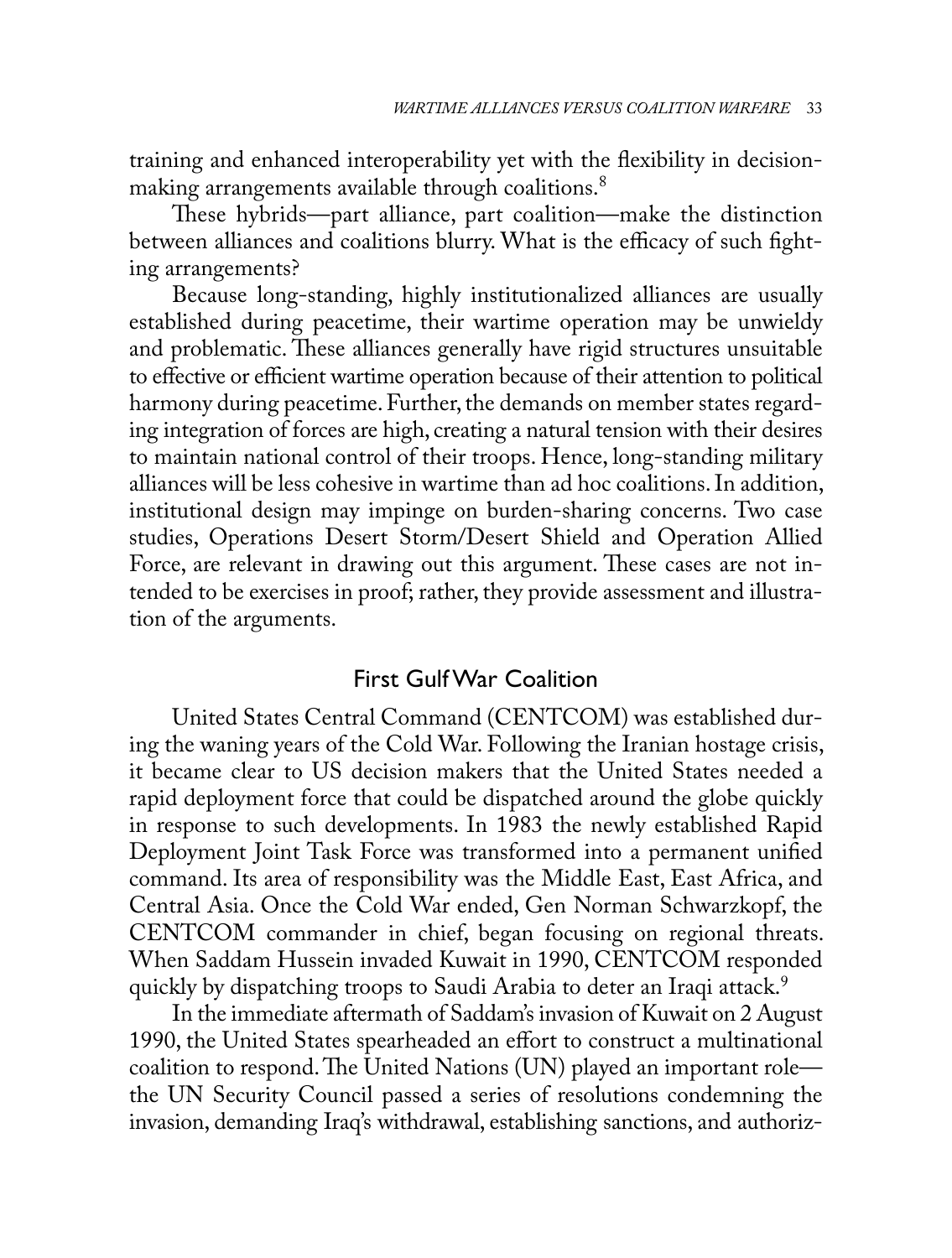training and enhanced interoperability yet with the flexibility in decision-making arrangements available through coalitions.[8]

These hybrids—part alliance, part coalition—make the distinction between alliances and coalitions blurry. What is the efficacy of such fighting arrangements?

Because long-standing, highly institutionalized alliances are usually established during peacetime, their wartime operation may be unwieldy and problematic. These alliances generally have rigid structures unsuitable to effective or efficient wartime operation because of their attention to political harmony during peacetime. Further, the demands on member states regarding integration of forces are high, creating a natural tension with their desires to maintain national control of their troops. Hence, long-standing military alliances will be less cohesive in wartime than ad hoc coalitions. In addition, institutional design may impinge on burden-sharing concerns. Two case studies, Operations Desert Storm/Desert Shield and Operation Allied Force, are relevant in drawing out this argument. These cases are not intended to be exercises in proof; rather, they provide assessment and illustration of the arguments.

## First Gulf War Coalition

United States Central Command (CENTCOM) was established during the waning years of the Cold War. Following the Iranian hostage crisis, it became clear to US decision makers that the United States needed a rapid deployment force that could be dispatched around the globe quickly in response to such developments. In 1983 the newly established Rapid Deployment Joint Task Force was transformed into a permanent unified command. Its area of responsibility was the Middle East, East Africa, and Central Asia. Once the Cold War ended, Gen Norman Schwarzkopf, the CENTCOM commander in chief, began focusing on regional threats. When Saddam Hussein invaded Kuwait in 1990, CENTCOM responded quickly by dispatching troops to Saudi Arabia to deter an Iraqi attack.[9]

In the immediate aftermath of Saddam's invasion of Kuwait on 2 August 1990, the United States spearheaded an effort to construct a multinational coalition to respond. The United Nations (UN) played an important role—the UN Security Council passed a series of resolutions condemning the invasion, demanding Iraq's withdrawal, establishing sanctions, and authoriz-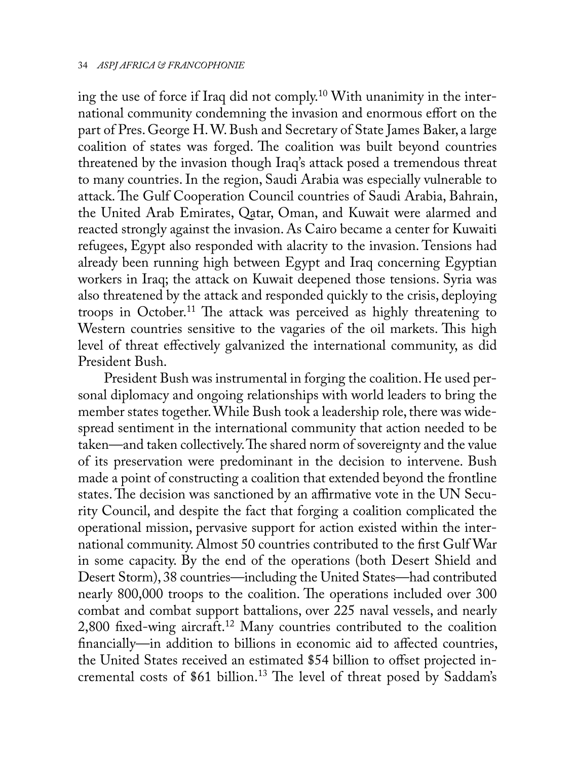ing the use of force if Iraq did not comply.[10] With unanimity in the international community condemning the invasion and enormous effort on the part of Pres. George H. W. Bush and Secretary of State James Baker, a large coalition of states was forged. The coalition was built beyond countries threatened by the invasion though Iraq's attack posed a tremendous threat to many countries. In the region, Saudi Arabia was especially vulnerable to attack. The Gulf Cooperation Council countries of Saudi Arabia, Bahrain, the United Arab Emirates, Qatar, Oman, and Kuwait were alarmed and reacted strongly against the invasion. As Cairo became a center for Kuwaiti refugees, Egypt also responded with alacrity to the invasion. Tensions had already been running high between Egypt and Iraq concerning Egyptian workers in Iraq; the attack on Kuwait deepened those tensions. Syria was also threatened by the attack and responded quickly to the crisis, deploying troops in October.[11] The attack was perceived as highly threatening to Western countries sensitive to the vagaries of the oil markets. This high level of threat effectively galvanized the international community, as did President Bush.

President Bush was instrumental in forging the coalition. He used personal diplomacy and ongoing relationships with world leaders to bring the member states together. While Bush took a leadership role, there was widespread sentiment in the international community that action needed to be taken—and taken collectively. The shared norm of sovereignty and the value of its preservation were predominant in the decision to intervene. Bush made a point of constructing a coalition that extended beyond the frontline states. The decision was sanctioned by an affirmative vote in the UN Security Council, and despite the fact that forging a coalition complicated the operational mission, pervasive support for action existed within the international community. Almost 50 countries contributed to the first Gulf War in some capacity. By the end of the operations (both Desert Shield and Desert Storm), 38 countries—including the United States—had contributed nearly 800,000 troops to the coalition. The operations included over 300 combat and combat support battalions, over 225 naval vessels, and nearly 2,800 fixed-wing aircraft.[12] Many countries contributed to the coalition financially—in addition to billions in economic aid to affected countries, the United States received an estimated $54 billion to offset projected incremental costs of $61 billion.[13] The level of threat posed by Saddam's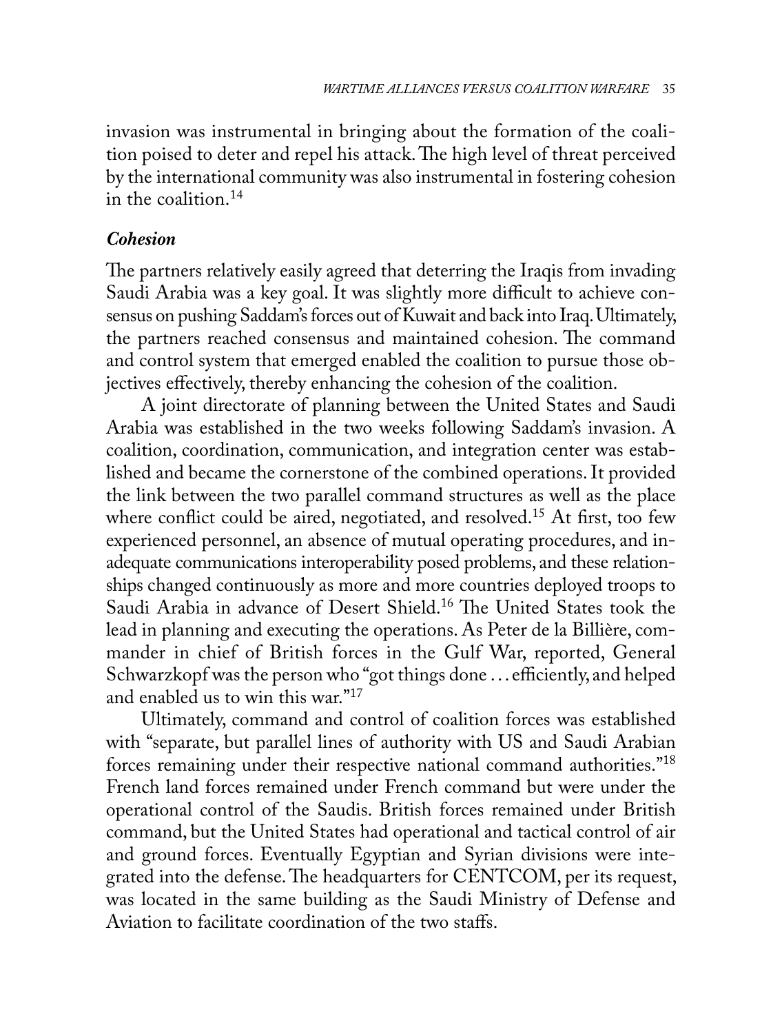invasion was instrumental in bringing about the formation of the coalition poised to deter and repel his attack. The high level of threat perceived by the international community was also instrumental in fostering cohesion in the coalition.[14]

### *Cohesion*

The partners relatively easily agreed that deterring the Iraqis from invading Saudi Arabia was a key goal. It was slightly more difficult to achieve consensus on pushing Saddam's forces out of Kuwait and back into Iraq. Ultimately, the partners reached consensus and maintained cohesion. The command and control system that emerged enabled the coalition to pursue those objectives effectively, thereby enhancing the cohesion of the coalition.

A joint directorate of planning between the United States and Saudi Arabia was established in the two weeks following Saddam's invasion. A coalition, coordination, communication, and integration center was established and became the cornerstone of the combined operations. It provided the link between the two parallel command structures as well as the place where conflict could be aired, negotiated, and resolved.[15] At first, too few experienced personnel, an absence of mutual operating procedures, and inadequate communications interoperability posed problems, and these relationships changed continuously as more and more countries deployed troops to Saudi Arabia in advance of Desert Shield.[16] The United States took the lead in planning and executing the operations. As Peter de la Billière, commander in chief of British forces in the Gulf War, reported, General Schwarzkopf was the person who "got things done . . . efficiently, and helped and enabled us to win this war."[17]

Ultimately, command and control of coalition forces was established with "separate, but parallel lines of authority with US and Saudi Arabian forces remaining under their respective national command authorities."[18] French land forces remained under French command but were under the operational control of the Saudis. British forces remained under British command, but the United States had operational and tactical control of air and ground forces. Eventually Egyptian and Syrian divisions were integrated into the defense. The headquarters for CENTCOM, per its request, was located in the same building as the Saudi Ministry of Defense and Aviation to facilitate coordination of the two staffs.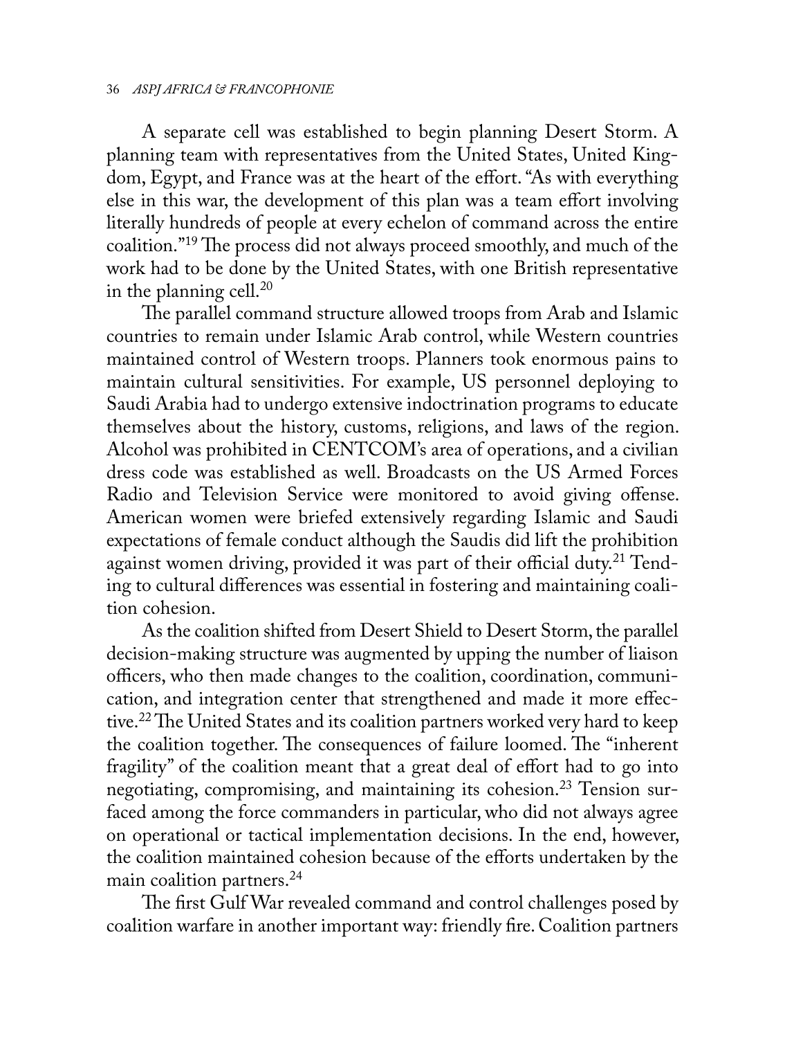A separate cell was established to begin planning Desert Storm. A planning team with representatives from the United States, United Kingdom, Egypt, and France was at the heart of the effort. "As with everything else in this war, the development of this plan was a team effort involving literally hundreds of people at every echelon of command across the entire coalition."[19] The process did not always proceed smoothly, and much of the work had to be done by the United States, with one British representative in the planning cell.[20]

The parallel command structure allowed troops from Arab and Islamic countries to remain under Islamic Arab control, while Western countries maintained control of Western troops. Planners took enormous pains to maintain cultural sensitivities. For example, US personnel deploying to Saudi Arabia had to undergo extensive indoctrination programs to educate themselves about the history, customs, religions, and laws of the region. Alcohol was prohibited in CENTCOM's area of operations, and a civilian dress code was established as well. Broadcasts on the US Armed Forces Radio and Television Service were monitored to avoid giving offense. American women were briefed extensively regarding Islamic and Saudi expectations of female conduct although the Saudis did lift the prohibition against women driving, provided it was part of their official duty.[21] Tending to cultural differences was essential in fostering and maintaining coalition cohesion.

As the coalition shifted from Desert Shield to Desert Storm, the parallel decision-making structure was augmented by upping the number of liaison officers, who then made changes to the coalition, coordination, communication, and integration center that strengthened and made it more effective.[22] The United States and its coalition partners worked very hard to keep the coalition together. The consequences of failure loomed. The "inherent fragility" of the coalition meant that a great deal of effort had to go into negotiating, compromising, and maintaining its cohesion.[23] Tension surfaced among the force commanders in particular, who did not always agree on operational or tactical implementation decisions. In the end, however, the coalition maintained cohesion because of the efforts undertaken by the main coalition partners.[24]

The first Gulf War revealed command and control challenges posed by coalition warfare in another important way: friendly fire. Coalition partners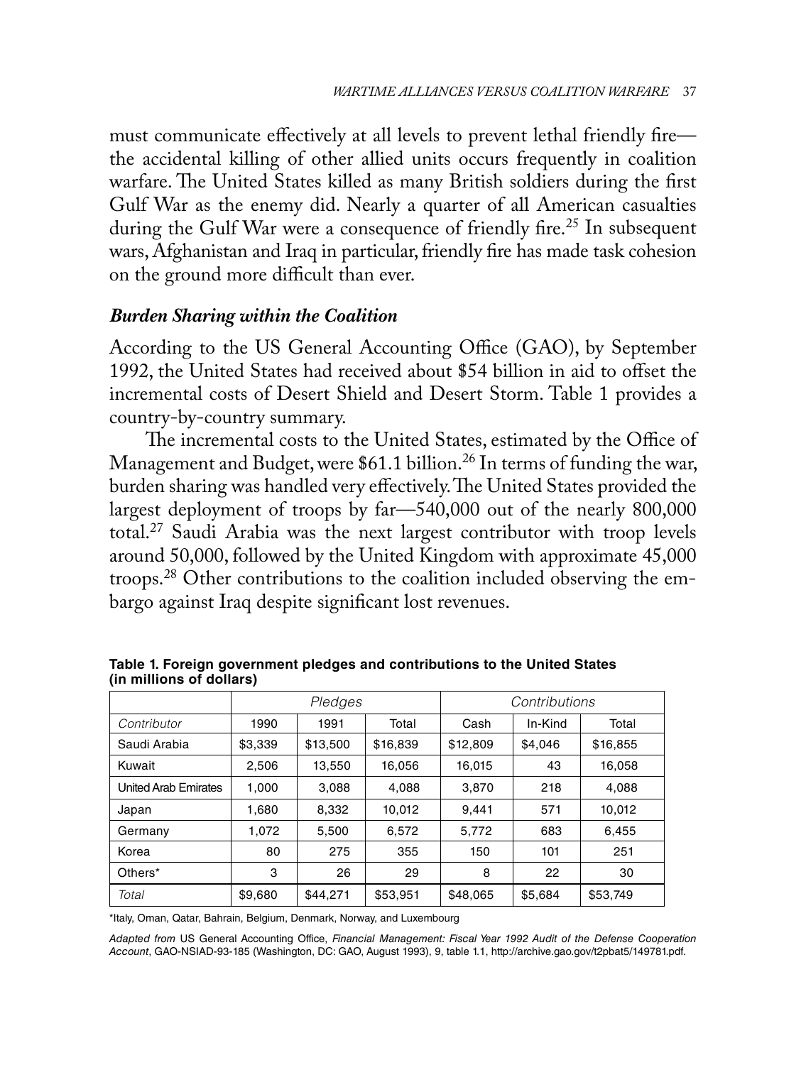must communicate effectively at all levels to prevent lethal friendly fire—the accidental killing of other allied units occurs frequently in coalition warfare. The United States killed as many British soldiers during the first Gulf War as the enemy did. Nearly a quarter of all American casualties during the Gulf War were a consequence of friendly fire.[25] In subsequent wars, Afghanistan and Iraq in particular, friendly fire has made task cohesion on the ground more difficult than ever.

### *Burden Sharing within the Coalition*

According to the US General Accounting Office (GAO), by September 1992, the United States had received about $54 billion in aid to offset the incremental costs of Desert Shield and Desert Storm. Table 1 provides a country-by-country summary.

The incremental costs to the United States, estimated by the Office of Management and Budget, were $61.1 billion.[26] In terms of funding the war, burden sharing was handled very effectively. The United States provided the largest deployment of troops by far—540,000 out of the nearly 800,000 total.[27] Saudi Arabia was the next largest contributor with troop levels around 50,000, followed by the United Kingdom with approximate 45,000 troops.[28] Other contributions to the coalition included observing the embargo against Iraq despite significant lost revenues.

**Table 1. Foreign government pledges and contributions to the United States (in millions of dollars)**

| | *Pledges* | | | *Contributions* | | |
|---|---|---|---|---|---|---|
| *Contributor* | 1990 | 1991 | Total | Cash | In-Kind | Total |
| Saudi Arabia | $3,339 | $13,500 | $16,839 | $12,809 | $4,046 | $16,855 |
| Kuwait | 2,506 | 13,550 | 16,056 | 16,015 | 43 | 16,058 |
| United Arab Emirates | 1,000 | 3,088 | 4,088 | 3,870 | 218 | 4,088 |
| Japan | 1,680 | 8,332 | 10,012 | 9,441 | 571 | 10,012 |
| Germany | 1,072 | 5,500 | 6,572 | 5,772 | 683 | 6,455 |
| Korea | 80 | 275 | 355 | 150 | 101 | 251 |
| Others* | 3 | 26 | 29 | 8 | 22 | 30 |
| *Total* | $9,680 | $44,271 | $53,951 | $48,065 | $5,684 | $53,749 |

*Italy, Oman, Qatar, Bahrain, Belgium, Denmark, Norway, and Luxembourg

*Adapted from* US General Accounting Office, *Financial Management: Fiscal Year 1992 Audit of the Defense Cooperation Account*, GAO-NSIAD-93-185 (Washington, DC: GAO, August 1993), 9, table 1.1, http://archive.gao.gov/t2pbat5/149781.pdf.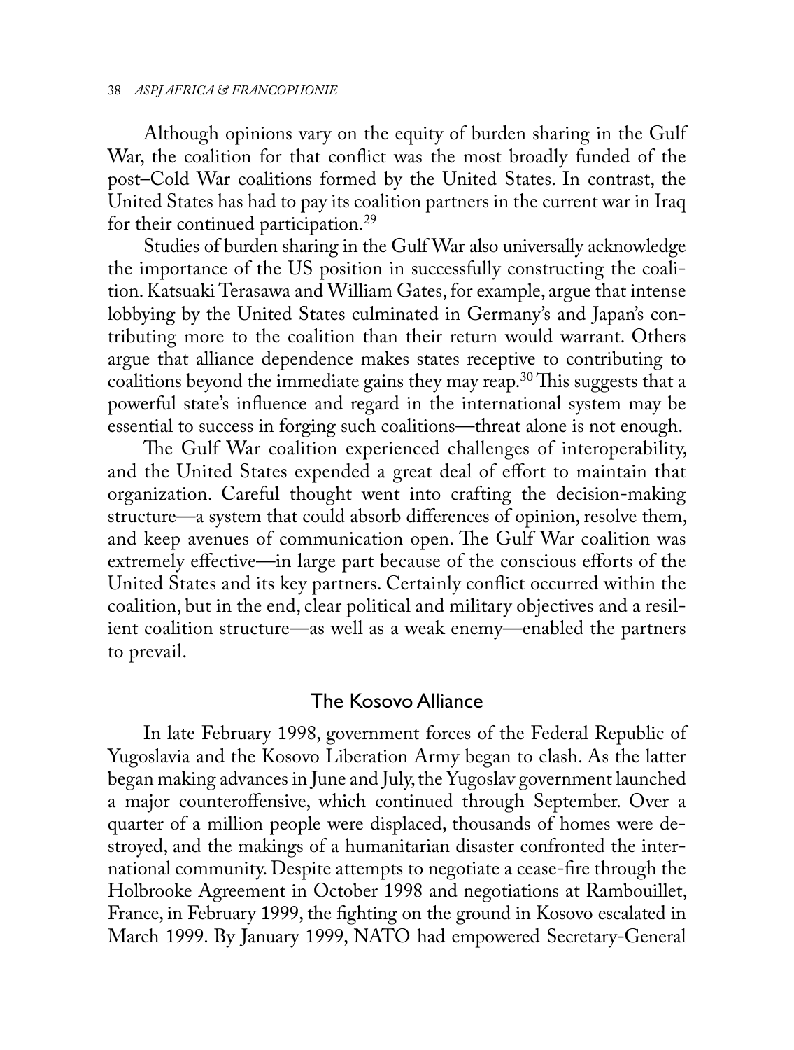Although opinions vary on the equity of burden sharing in the Gulf War, the coalition for that conflict was the most broadly funded of the post–Cold War coalitions formed by the United States. In contrast, the United States has had to pay its coalition partners in the current war in Iraq for their continued participation.[29]

Studies of burden sharing in the Gulf War also universally acknowledge the importance of the US position in successfully constructing the coalition. Katsuaki Terasawa and William Gates, for example, argue that intense lobbying by the United States culminated in Germany's and Japan's contributing more to the coalition than their return would warrant. Others argue that alliance dependence makes states receptive to contributing to coalitions beyond the immediate gains they may reap.[30] This suggests that a powerful state's influence and regard in the international system may be essential to success in forging such coalitions—threat alone is not enough.

The Gulf War coalition experienced challenges of interoperability, and the United States expended a great deal of effort to maintain that organization. Careful thought went into crafting the decision-making structure—a system that could absorb differences of opinion, resolve them, and keep avenues of communication open. The Gulf War coalition was extremely effective—in large part because of the conscious efforts of the United States and its key partners. Certainly conflict occurred within the coalition, but in the end, clear political and military objectives and a resilient coalition structure—as well as a weak enemy—enabled the partners to prevail.

## The Kosovo Alliance

In late February 1998, government forces of the Federal Republic of Yugoslavia and the Kosovo Liberation Army began to clash. As the latter began making advances in June and July, the Yugoslav government launched a major counteroffensive, which continued through September. Over a quarter of a million people were displaced, thousands of homes were destroyed, and the makings of a humanitarian disaster confronted the international community. Despite attempts to negotiate a cease-fire through the Holbrooke Agreement in October 1998 and negotiations at Rambouillet, France, in February 1999, the fighting on the ground in Kosovo escalated in March 1999. By January 1999, NATO had empowered Secretary-General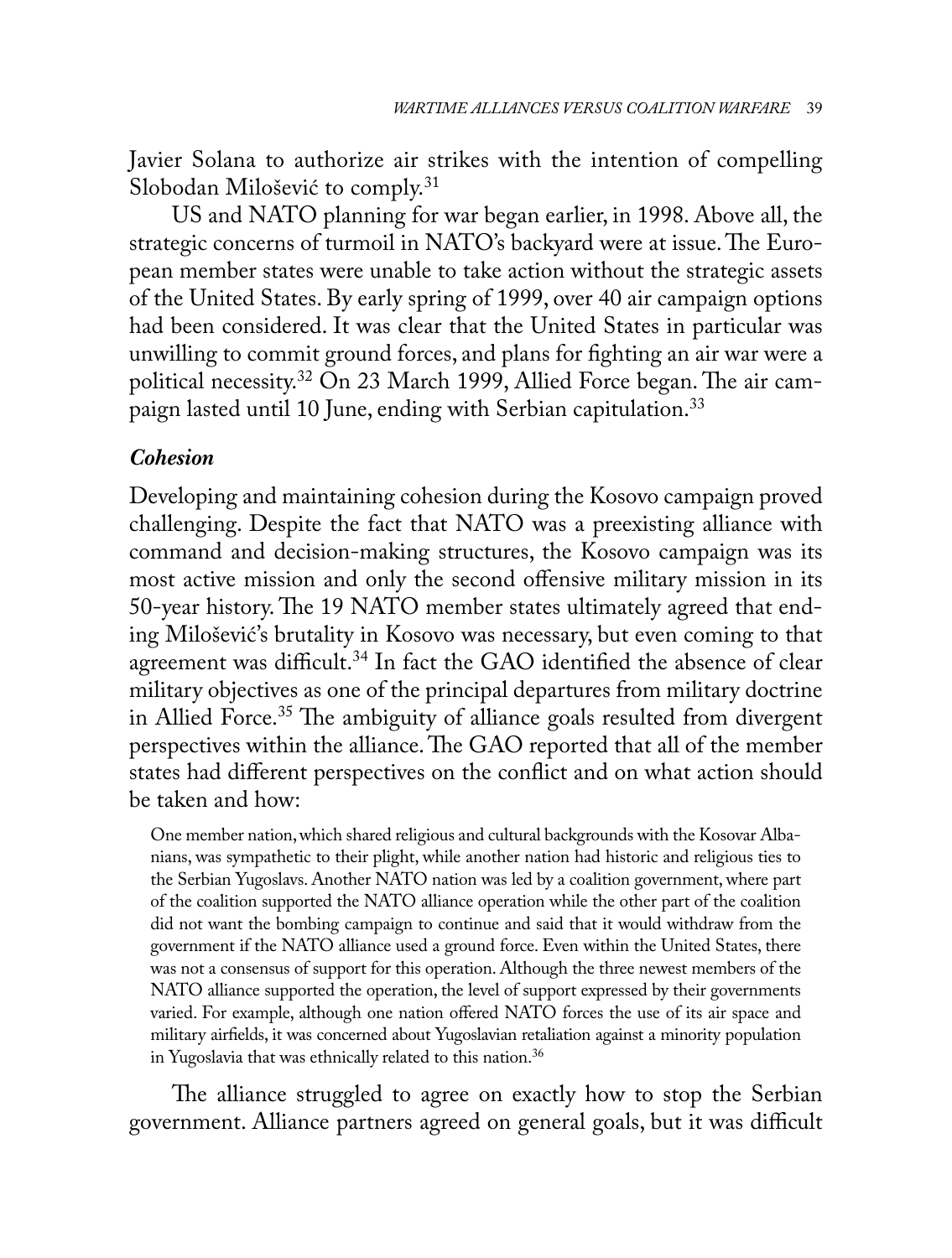Javier Solana to authorize air strikes with the intention of compelling Slobodan Milošević to comply.[31]

US and NATO planning for war began earlier, in 1998. Above all, the strategic concerns of turmoil in NATO's backyard were at issue. The European member states were unable to take action without the strategic assets of the United States. By early spring of 1999, over 40 air campaign options had been considered. It was clear that the United States in particular was unwilling to commit ground forces, and plans for fighting an air war were a political necessity.[32] On 23 March 1999, Allied Force began. The air campaign lasted until 10 June, ending with Serbian capitulation.[33]

### *Cohesion*

Developing and maintaining cohesion during the Kosovo campaign proved challenging. Despite the fact that NATO was a preexisting alliance with command and decision-making structures, the Kosovo campaign was its most active mission and only the second offensive military mission in its 50-year history. The 19 NATO member states ultimately agreed that ending Milošević's brutality in Kosovo was necessary, but even coming to that agreement was difficult.[34] In fact the GAO identified the absence of clear military objectives as one of the principal departures from military doctrine in Allied Force.[35] The ambiguity of alliance goals resulted from divergent perspectives within the alliance. The GAO reported that all of the member states had different perspectives on the conflict and on what action should be taken and how:

> One member nation, which shared religious and cultural backgrounds with the Kosovar Albanians, was sympathetic to their plight, while another nation had historic and religious ties to the Serbian Yugoslavs. Another NATO nation was led by a coalition government, where part of the coalition supported the NATO alliance operation while the other part of the coalition did not want the bombing campaign to continue and said that it would withdraw from the government if the NATO alliance used a ground force. Even within the United States, there was not a consensus of support for this operation. Although the three newest members of the NATO alliance supported the operation, the level of support expressed by their governments varied. For example, although one nation offered NATO forces the use of its air space and military airfields, it was concerned about Yugoslavian retaliation against a minority population in Yugoslavia that was ethnically related to this nation.[36]

The alliance struggled to agree on exactly how to stop the Serbian government. Alliance partners agreed on general goals, but it was difficult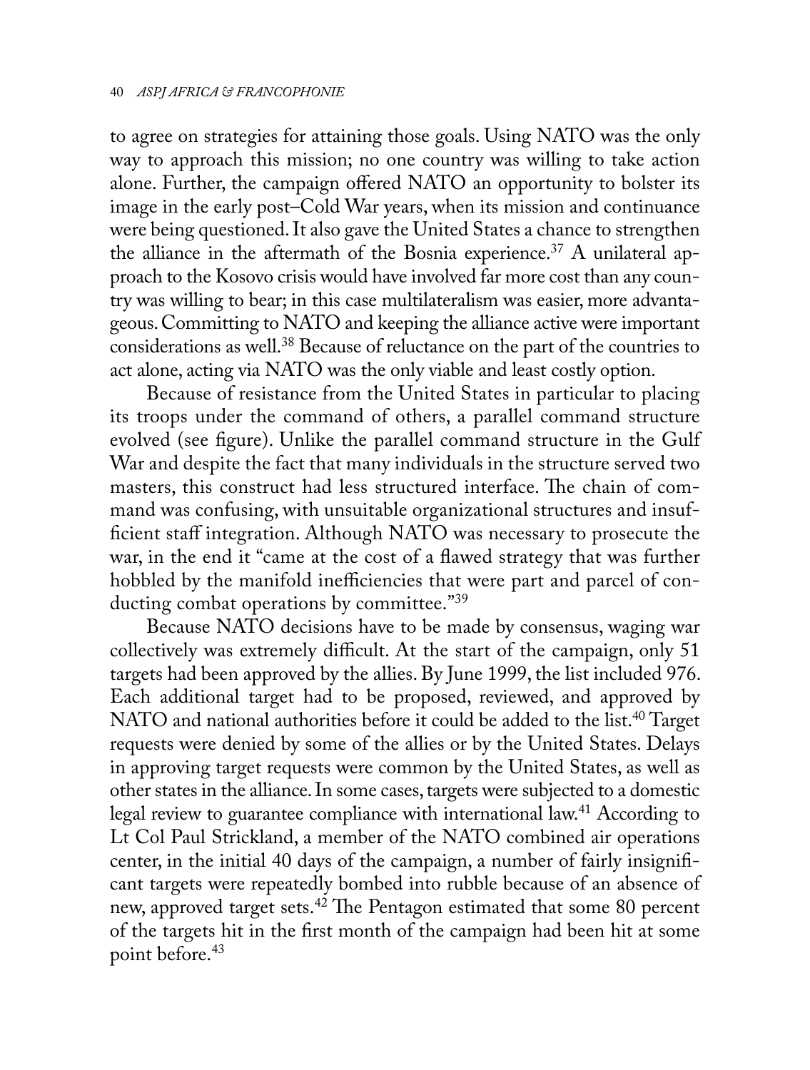to agree on strategies for attaining those goals. Using NATO was the only way to approach this mission; no one country was willing to take action alone. Further, the campaign offered NATO an opportunity to bolster its image in the early post–Cold War years, when its mission and continuance were being questioned. It also gave the United States a chance to strengthen the alliance in the aftermath of the Bosnia experience.[37] A unilateral approach to the Kosovo crisis would have involved far more cost than any country was willing to bear; in this case multilateralism was easier, more advantageous. Committing to NATO and keeping the alliance active were important considerations as well.[38] Because of reluctance on the part of the countries to act alone, acting via NATO was the only viable and least costly option.

Because of resistance from the United States in particular to placing its troops under the command of others, a parallel command structure evolved (see figure). Unlike the parallel command structure in the Gulf War and despite the fact that many individuals in the structure served two masters, this construct had less structured interface. The chain of command was confusing, with unsuitable organizational structures and insufficient staff integration. Although NATO was necessary to prosecute the war, in the end it "came at the cost of a flawed strategy that was further hobbled by the manifold inefficiencies that were part and parcel of conducting combat operations by committee."[39]

Because NATO decisions have to be made by consensus, waging war collectively was extremely difficult. At the start of the campaign, only 51 targets had been approved by the allies. By June 1999, the list included 976. Each additional target had to be proposed, reviewed, and approved by NATO and national authorities before it could be added to the list.[40] Target requests were denied by some of the allies or by the United States. Delays in approving target requests were common by the United States, as well as other states in the alliance. In some cases, targets were subjected to a domestic legal review to guarantee compliance with international law.[41] According to Lt Col Paul Strickland, a member of the NATO combined air operations center, in the initial 40 days of the campaign, a number of fairly insignificant targets were repeatedly bombed into rubble because of an absence of new, approved target sets.[42] The Pentagon estimated that some 80 percent of the targets hit in the first month of the campaign had been hit at some point before.[43]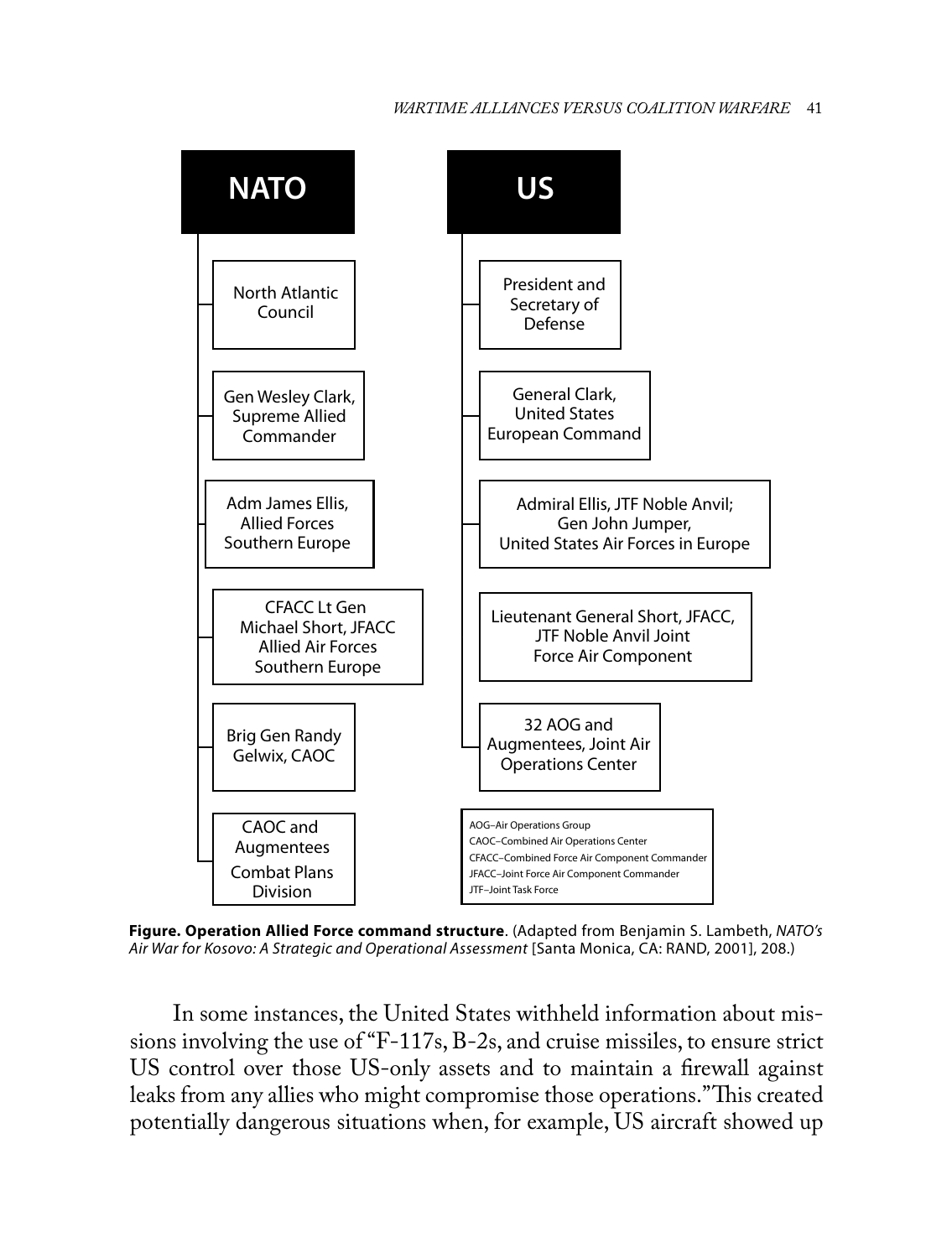**NATO**

- North Atlantic Council
- Gen Wesley Clark, Supreme Allied Commander
- Adm James Ellis, Allied Forces Southern Europe
- CFACC Lt Gen Michael Short, JFACC Allied Air Forces Southern Europe
- Brig Gen Randy Gelwix, CAOC
- CAOC and Augmentees Combat Plans Division

**US**

- President and Secretary of Defense
- General Clark, United States European Command
- Admiral Ellis, JTF Noble Anvil; Gen John Jumper, United States Air Forces in Europe
- Lieutenant General Short, JFACC, JTF Noble Anvil Joint Force Air Component
- 32 AOG and Augmentees, Joint Air Operations Center

AOG–Air Operations Group
CAOC–Combined Air Operations Center
CFACC–Combined Force Air Component Commander
JFACC–Joint Force Air Component Commander
JTF–Joint Task Force

**Figure. Operation Allied Force command structure**. (Adapted from Benjamin S. Lambeth, *NATO's Air War for Kosovo: A Strategic and Operational Assessment* [Santa Monica, CA: RAND, 2001], 208.)

In some instances, the United States withheld information about missions involving the use of "F-117s, B-2s, and cruise missiles, to ensure strict US control over those US-only assets and to maintain a firewall against leaks from any allies who might compromise those operations." This created potentially dangerous situations when, for example, US aircraft showed up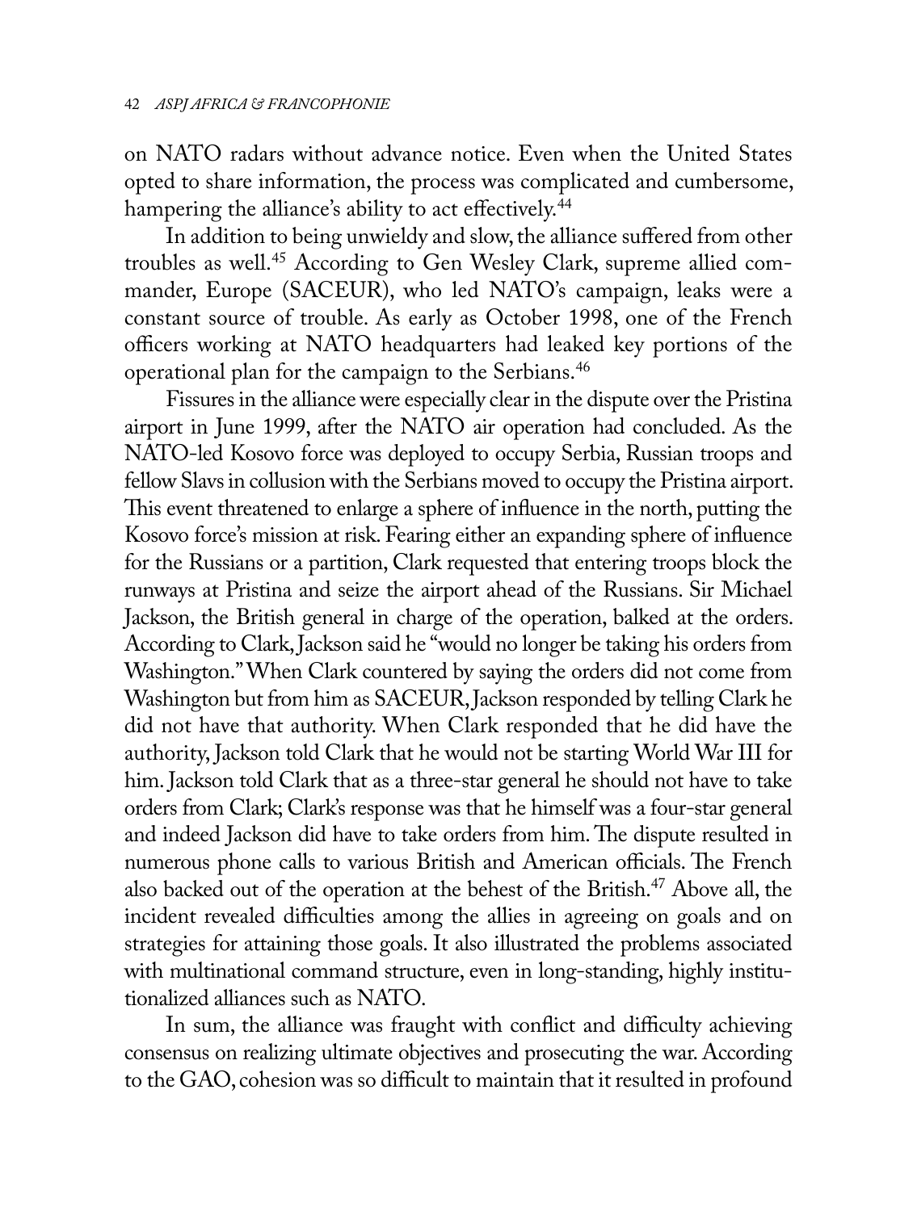on NATO radars without advance notice. Even when the United States opted to share information, the process was complicated and cumbersome, hampering the alliance's ability to act effectively.[44]

In addition to being unwieldy and slow, the alliance suffered from other troubles as well.[45] According to Gen Wesley Clark, supreme allied commander, Europe (SACEUR), who led NATO's campaign, leaks were a constant source of trouble. As early as October 1998, one of the French officers working at NATO headquarters had leaked key portions of the operational plan for the campaign to the Serbians.[46]

Fissures in the alliance were especially clear in the dispute over the Pristina airport in June 1999, after the NATO air operation had concluded. As the NATO-led Kosovo force was deployed to occupy Serbia, Russian troops and fellow Slavs in collusion with the Serbians moved to occupy the Pristina airport. This event threatened to enlarge a sphere of influence in the north, putting the Kosovo force's mission at risk. Fearing either an expanding sphere of influence for the Russians or a partition, Clark requested that entering troops block the runways at Pristina and seize the airport ahead of the Russians. Sir Michael Jackson, the British general in charge of the operation, balked at the orders. According to Clark, Jackson said he "would no longer be taking his orders from Washington." When Clark countered by saying the orders did not come from Washington but from him as SACEUR, Jackson responded by telling Clark he did not have that authority. When Clark responded that he did have the authority, Jackson told Clark that he would not be starting World War III for him. Jackson told Clark that as a three-star general he should not have to take orders from Clark; Clark's response was that he himself was a four-star general and indeed Jackson did have to take orders from him. The dispute resulted in numerous phone calls to various British and American officials. The French also backed out of the operation at the behest of the British.[47] Above all, the incident revealed difficulties among the allies in agreeing on goals and on strategies for attaining those goals. It also illustrated the problems associated with multinational command structure, even in long-standing, highly institutionalized alliances such as NATO.

In sum, the alliance was fraught with conflict and difficulty achieving consensus on realizing ultimate objectives and prosecuting the war. According to the GAO, cohesion was so difficult to maintain that it resulted in profound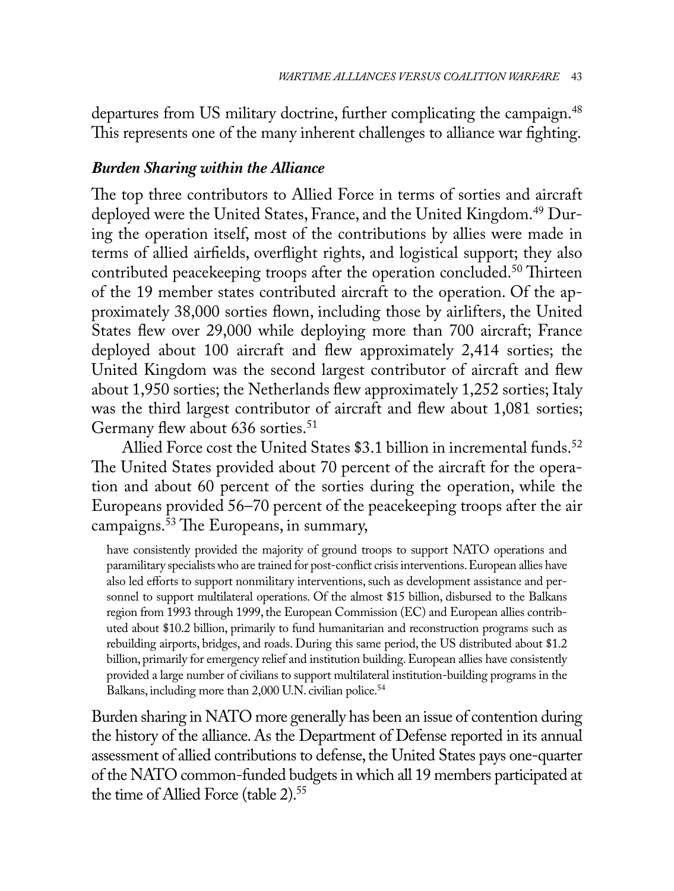departures from US military doctrine, further complicating the campaign.[48] This represents one of the many inherent challenges to alliance war fighting.

### *Burden Sharing within the Alliance*

The top three contributors to Allied Force in terms of sorties and aircraft deployed were the United States, France, and the United Kingdom.[49] During the operation itself, most of the contributions by allies were made in terms of allied airfields, overflight rights, and logistical support; they also contributed peacekeeping troops after the operation concluded.[50] Thirteen of the 19 member states contributed aircraft to the operation. Of the approximately 38,000 sorties flown, including those by airlifters, the United States flew over 29,000 while deploying more than 700 aircraft; France deployed about 100 aircraft and flew approximately 2,414 sorties; the United Kingdom was the second largest contributor of aircraft and flew about 1,950 sorties; the Netherlands flew approximately 1,252 sorties; Italy was the third largest contributor of aircraft and flew about 1,081 sorties; Germany flew about 636 sorties.[51]

Allied Force cost the United States \$3.1 billion in incremental funds.[52] The United States provided about 70 percent of the aircraft for the operation and about 60 percent of the sorties during the operation, while the Europeans provided 56–70 percent of the peacekeeping troops after the air campaigns.[53] The Europeans, in summary,

> have consistently provided the majority of ground troops to support NATO operations and paramilitary specialists who are trained for post-conflict crisis interventions. European allies have also led efforts to support nonmilitary interventions, such as development assistance and personnel to support multilateral operations. Of the almost \$15 billion, disbursed to the Balkans region from 1993 through 1999, the European Commission (EC) and European allies contributed about \$10.2 billion, primarily to fund humanitarian and reconstruction programs such as rebuilding airports, bridges, and roads. During this same period, the US distributed about \$1.2 billion, primarily for emergency relief and institution building. European allies have consistently provided a large number of civilians to support multilateral institution-building programs in the Balkans, including more than 2,000 U.N. civilian police.[54]

Burden sharing in NATO more generally has been an issue of contention during the history of the alliance. As the Department of Defense reported in its annual assessment of allied contributions to defense, the United States pays one-quarter of the NATO common-funded budgets in which all 19 members participated at the time of Allied Force (table 2).[55]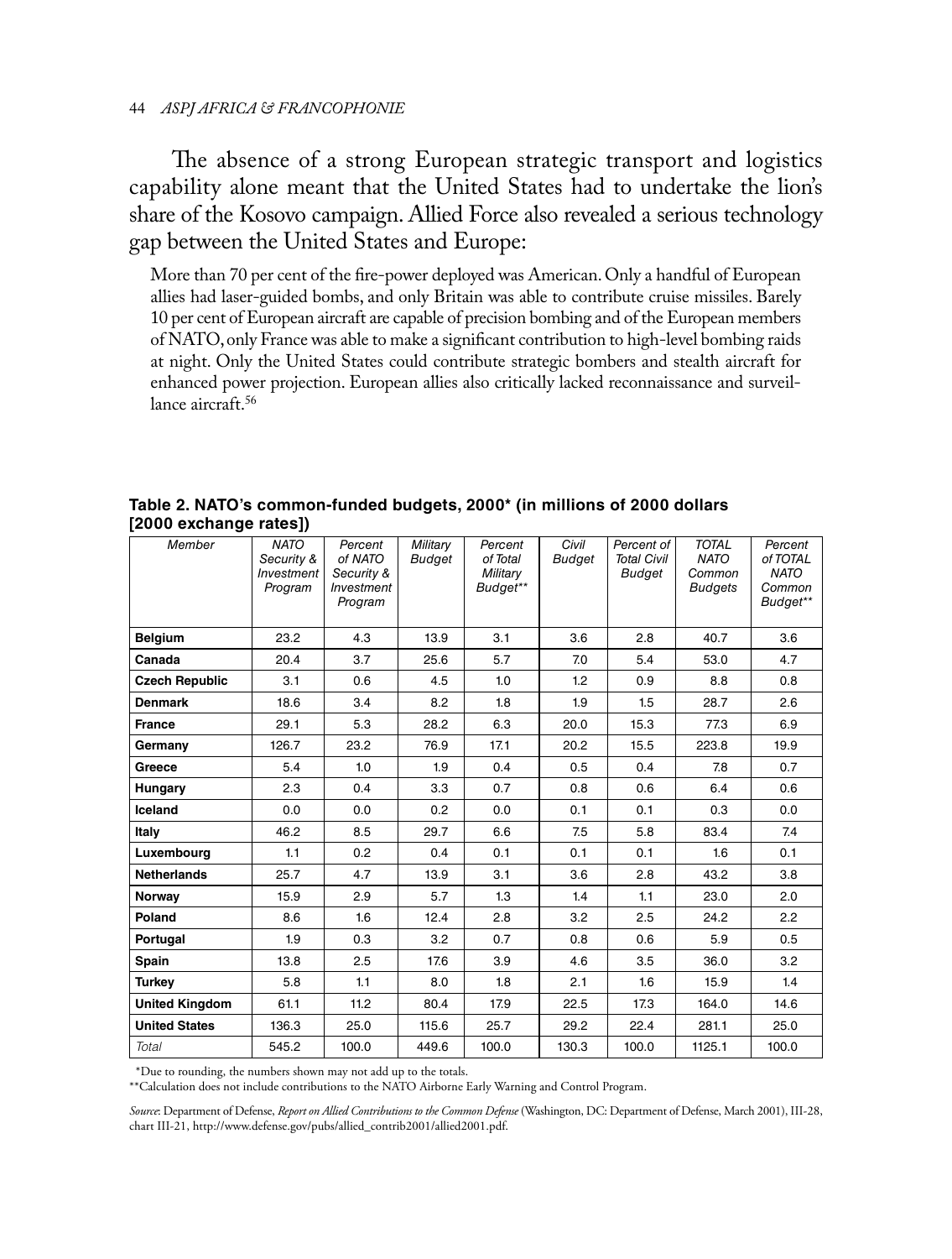The absence of a strong European strategic transport and logistics capability alone meant that the United States had to undertake the lion's share of the Kosovo campaign. Allied Force also revealed a serious technology gap between the United States and Europe:

> More than 70 per cent of the fire-power deployed was American. Only a handful of European allies had laser-guided bombs, and only Britain was able to contribute cruise missiles. Barely 10 per cent of European aircraft are capable of precision bombing and of the European members of NATO, only France was able to make a significant contribution to high-level bombing raids at night. Only the United States could contribute strategic bombers and stealth aircraft for enhanced power projection. European allies also critically lacked reconnaissance and surveillance aircraft.[56]

**Table 2. NATO's common-funded budgets, 2000* (in millions of 2000 dollars [2000 exchange rates])**

| *Member* | *NATO Security & Investment Program* | *Percent of NATO Security & Investment Program* | *Military Budget* | *Percent of Total Military Budget*** | *Civil Budget* | *Percent of Total Civil Budget* | *TOTAL NATO Common Budgets* | *Percent of TOTAL NATO Common Budget*** |
|---|---|---|---|---|---|---|---|---|
| **Belgium** | 23.2 | 4.3 | 13.9 | 3.1 | 3.6 | 2.8 | 40.7 | 3.6 |
| **Canada** | 20.4 | 3.7 | 25.6 | 5.7 | 7.0 | 5.4 | 53.0 | 4.7 |
| **Czech Republic** | 3.1 | 0.6 | 4.5 | 1.0 | 1.2 | 0.9 | 8.8 | 0.8 |
| **Denmark** | 18.6 | 3.4 | 8.2 | 1.8 | 1.9 | 1.5 | 28.7 | 2.6 |
| **France** | 29.1 | 5.3 | 28.2 | 6.3 | 20.0 | 15.3 | 77.3 | 6.9 |
| **Germany** | 126.7 | 23.2 | 76.9 | 17.1 | 20.2 | 15.5 | 223.8 | 19.9 |
| **Greece** | 5.4 | 1.0 | 1.9 | 0.4 | 0.5 | 0.4 | 7.8 | 0.7 |
| **Hungary** | 2.3 | 0.4 | 3.3 | 0.7 | 0.8 | 0.6 | 6.4 | 0.6 |
| **Iceland** | 0.0 | 0.0 | 0.2 | 0.0 | 0.1 | 0.1 | 0.3 | 0.0 |
| **Italy** | 46.2 | 8.5 | 29.7 | 6.6 | 7.5 | 5.8 | 83.4 | 7.4 |
| **Luxembourg** | 1.1 | 0.2 | 0.4 | 0.1 | 0.1 | 0.1 | 1.6 | 0.1 |
| **Netherlands** | 25.7 | 4.7 | 13.9 | 3.1 | 3.6 | 2.8 | 43.2 | 3.8 |
| **Norway** | 15.9 | 2.9 | 5.7 | 1.3 | 1.4 | 1.1 | 23.0 | 2.0 |
| **Poland** | 8.6 | 1.6 | 12.4 | 2.8 | 3.2 | 2.5 | 24.2 | 2.2 |
| **Portugal** | 1.9 | 0.3 | 3.2 | 0.7 | 0.8 | 0.6 | 5.9 | 0.5 |
| **Spain** | 13.8 | 2.5 | 17.6 | 3.9 | 4.6 | 3.5 | 36.0 | 3.2 |
| **Turkey** | 5.8 | 1.1 | 8.0 | 1.8 | 2.1 | 1.6 | 15.9 | 1.4 |
| **United Kingdom** | 61.1 | 11.2 | 80.4 | 17.9 | 22.5 | 17.3 | 164.0 | 14.6 |
| **United States** | 136.3 | 25.0 | 115.6 | 25.7 | 29.2 | 22.4 | 281.1 | 25.0 |
| *Total* | 545.2 | 100.0 | 449.6 | 100.0 | 130.3 | 100.0 | 1125.1 | 100.0 |

*Due to rounding, the numbers shown may not add up to the totals.

**Calculation does not include contributions to the NATO Airborne Early Warning and Control Program.

*Source*: Department of Defense, *Report on Allied Contributions to the Common Defense* (Washington, DC: Department of Defense, March 2001), III-28, chart III-21, http://www.defense.gov/pubs/allied_contrib2001/allied2001.pdf.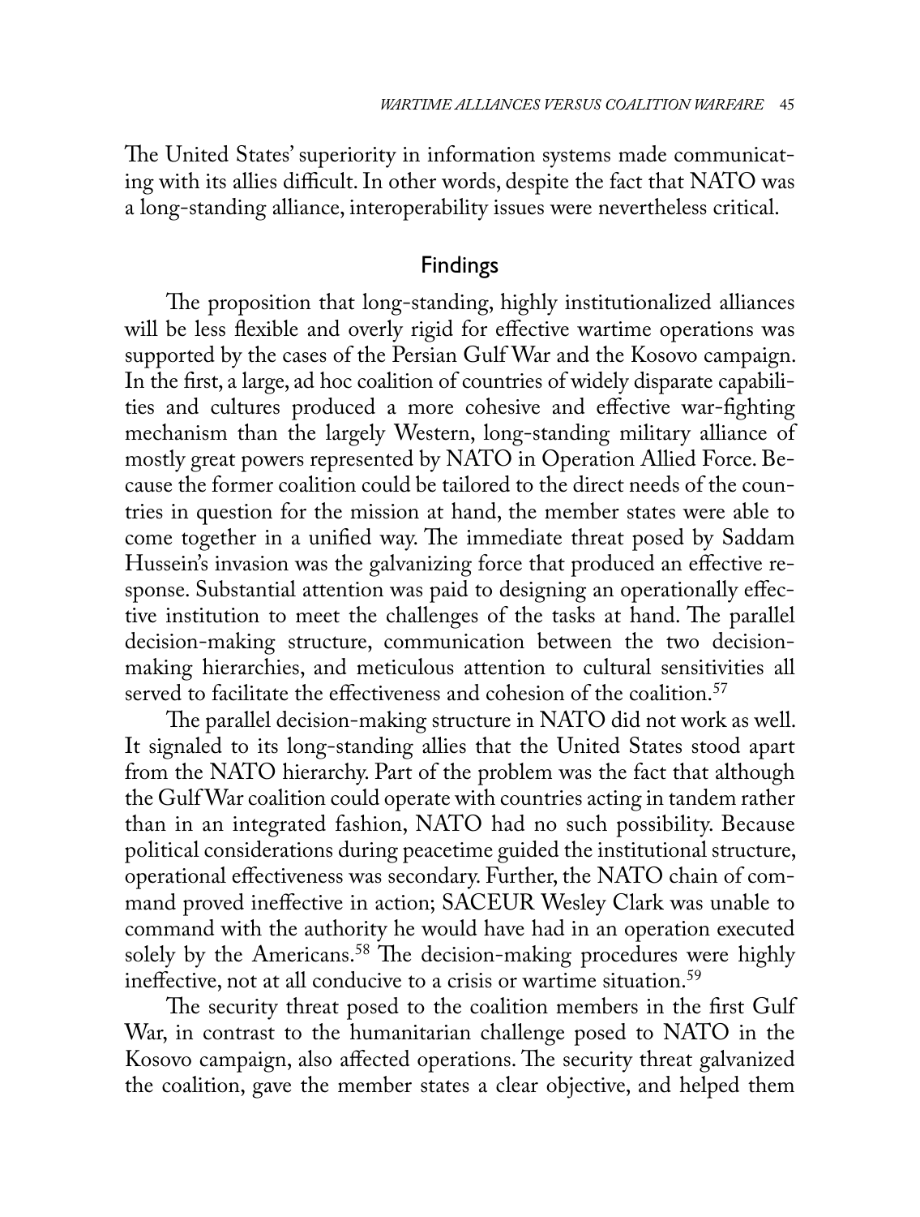The United States' superiority in information systems made communicating with its allies difficult. In other words, despite the fact that NATO was a long-standing alliance, interoperability issues were nevertheless critical.

## Findings

The proposition that long-standing, highly institutionalized alliances will be less flexible and overly rigid for effective wartime operations was supported by the cases of the Persian Gulf War and the Kosovo campaign. In the first, a large, ad hoc coalition of countries of widely disparate capabilities and cultures produced a more cohesive and effective war-fighting mechanism than the largely Western, long-standing military alliance of mostly great powers represented by NATO in Operation Allied Force. Because the former coalition could be tailored to the direct needs of the countries in question for the mission at hand, the member states were able to come together in a unified way. The immediate threat posed by Saddam Hussein's invasion was the galvanizing force that produced an effective response. Substantial attention was paid to designing an operationally effective institution to meet the challenges of the tasks at hand. The parallel decision-making structure, communication between the two decision-making hierarchies, and meticulous attention to cultural sensitivities all served to facilitate the effectiveness and cohesion of the coalition.[57]

The parallel decision-making structure in NATO did not work as well. It signaled to its long-standing allies that the United States stood apart from the NATO hierarchy. Part of the problem was the fact that although the Gulf War coalition could operate with countries acting in tandem rather than in an integrated fashion, NATO had no such possibility. Because political considerations during peacetime guided the institutional structure, operational effectiveness was secondary. Further, the NATO chain of command proved ineffective in action; SACEUR Wesley Clark was unable to command with the authority he would have had in an operation executed solely by the Americans.[58] The decision-making procedures were highly ineffective, not at all conducive to a crisis or wartime situation.[59]

The security threat posed to the coalition members in the first Gulf War, in contrast to the humanitarian challenge posed to NATO in the Kosovo campaign, also affected operations. The security threat galvanized the coalition, gave the member states a clear objective, and helped them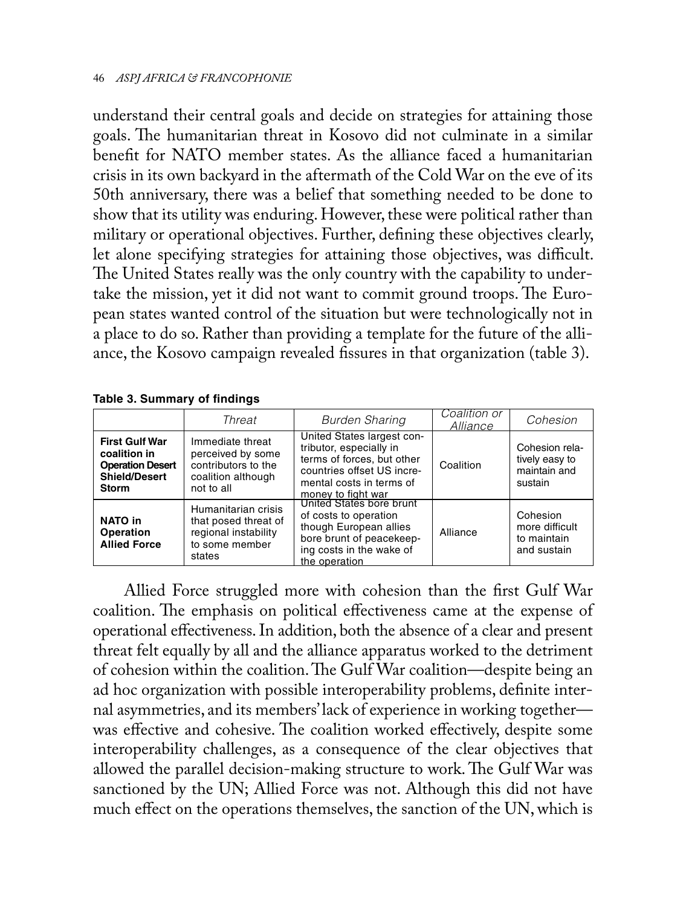understand their central goals and decide on strategies for attaining those goals. The humanitarian threat in Kosovo did not culminate in a similar benefit for NATO member states. As the alliance faced a humanitarian crisis in its own backyard in the aftermath of the Cold War on the eve of its 50th anniversary, there was a belief that something needed to be done to show that its utility was enduring. However, these were political rather than military or operational objectives. Further, defining these objectives clearly, let alone specifying strategies for attaining those objectives, was difficult. The United States really was the only country with the capability to undertake the mission, yet it did not want to commit ground troops. The European states wanted control of the situation but were technologically not in a place to do so. Rather than providing a template for the future of the alliance, the Kosovo campaign revealed fissures in that organization (table 3).

**Table 3. Summary of findings**

| | *Threat* | *Burden Sharing* | *Coalition or Alliance* | *Cohesion* |
|---|---|---|---|---|
| **First Gulf War coalition in Operation Desert Shield/Desert Storm** | Immediate threat perceived by some contributors to the coalition although not to all | United States largest contributor, especially in terms of forces, but other countries offset US incremental costs in terms of money to fight war | Coalition | Cohesion relatively easy to maintain and sustain |
| **NATO in Operation Allied Force** | Humanitarian crisis that posed threat of regional instability to some member states | United States bore brunt of costs to operation though European allies bore brunt of peacekeeping costs in the wake of the operation | Alliance | Cohesion more difficult to maintain and sustain |

Allied Force struggled more with cohesion than the first Gulf War coalition. The emphasis on political effectiveness came at the expense of operational effectiveness. In addition, both the absence of a clear and present threat felt equally by all and the alliance apparatus worked to the detriment of cohesion within the coalition. The Gulf War coalition—despite being an ad hoc organization with possible interoperability problems, definite internal asymmetries, and its members' lack of experience in working together—was effective and cohesive. The coalition worked effectively, despite some interoperability challenges, as a consequence of the clear objectives that allowed the parallel decision-making structure to work. The Gulf War was sanctioned by the UN; Allied Force was not. Although this did not have much effect on the operations themselves, the sanction of the UN, which is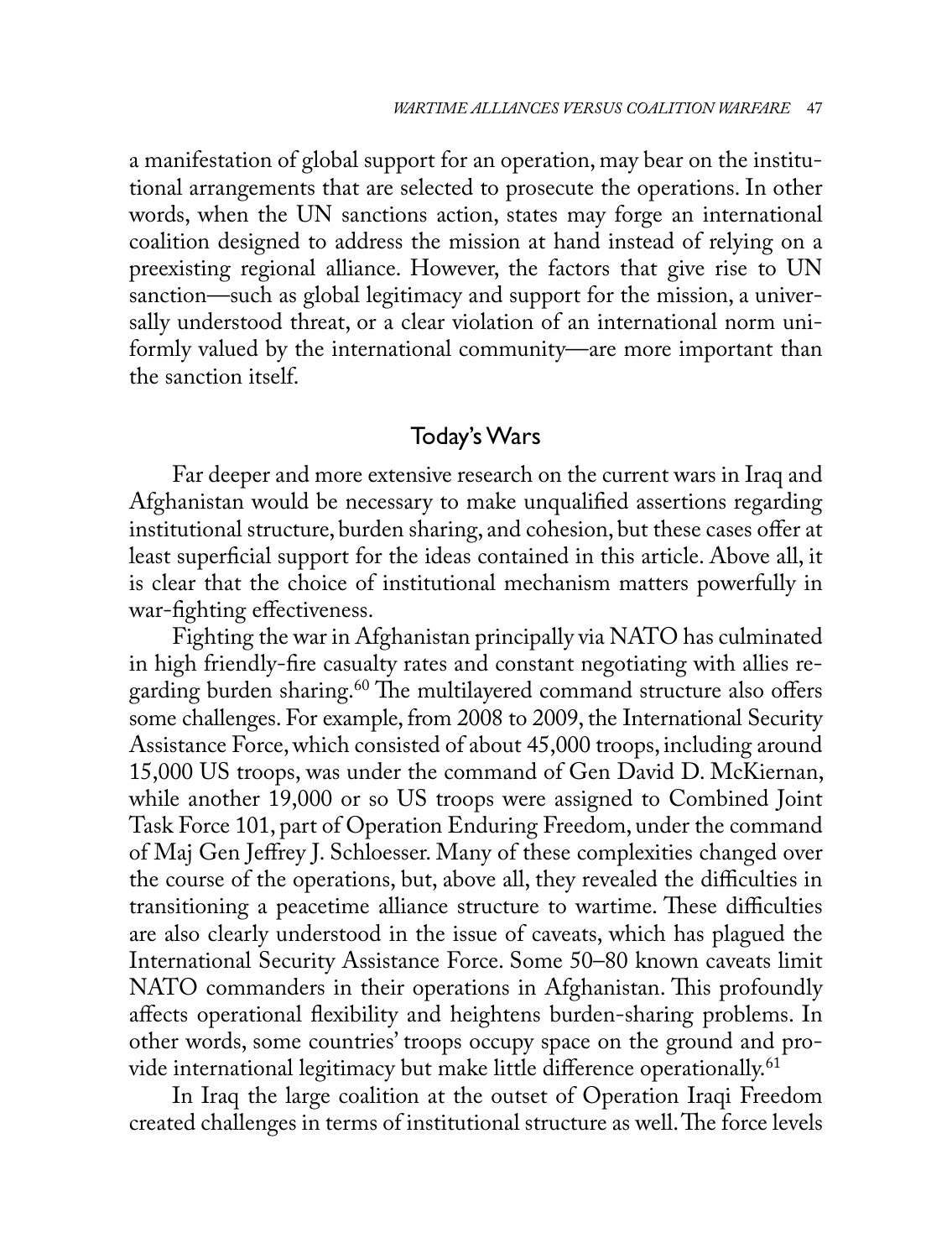a manifestation of global support for an operation, may bear on the institutional arrangements that are selected to prosecute the operations. In other words, when the UN sanctions action, states may forge an international coalition designed to address the mission at hand instead of relying on a preexisting regional alliance. However, the factors that give rise to UN sanction—such as global legitimacy and support for the mission, a universally understood threat, or a clear violation of an international norm uniformly valued by the international community—are more important than the sanction itself.

## Today's Wars

Far deeper and more extensive research on the current wars in Iraq and Afghanistan would be necessary to make unqualified assertions regarding institutional structure, burden sharing, and cohesion, but these cases offer at least superficial support for the ideas contained in this article. Above all, it is clear that the choice of institutional mechanism matters powerfully in war-fighting effectiveness.

Fighting the war in Afghanistan principally via NATO has culminated in high friendly-fire casualty rates and constant negotiating with allies regarding burden sharing.[60] The multilayered command structure also offers some challenges. For example, from 2008 to 2009, the International Security Assistance Force, which consisted of about 45,000 troops, including around 15,000 US troops, was under the command of Gen David D. McKiernan, while another 19,000 or so US troops were assigned to Combined Joint Task Force 101, part of Operation Enduring Freedom, under the command of Maj Gen Jeffrey J. Schloesser. Many of these complexities changed over the course of the operations, but, above all, they revealed the difficulties in transitioning a peacetime alliance structure to wartime. These difficulties are also clearly understood in the issue of caveats, which has plagued the International Security Assistance Force. Some 50–80 known caveats limit NATO commanders in their operations in Afghanistan. This profoundly affects operational flexibility and heightens burden-sharing problems. In other words, some countries' troops occupy space on the ground and provide international legitimacy but make little difference operationally.[61]

In Iraq the large coalition at the outset of Operation Iraqi Freedom created challenges in terms of institutional structure as well. The force levels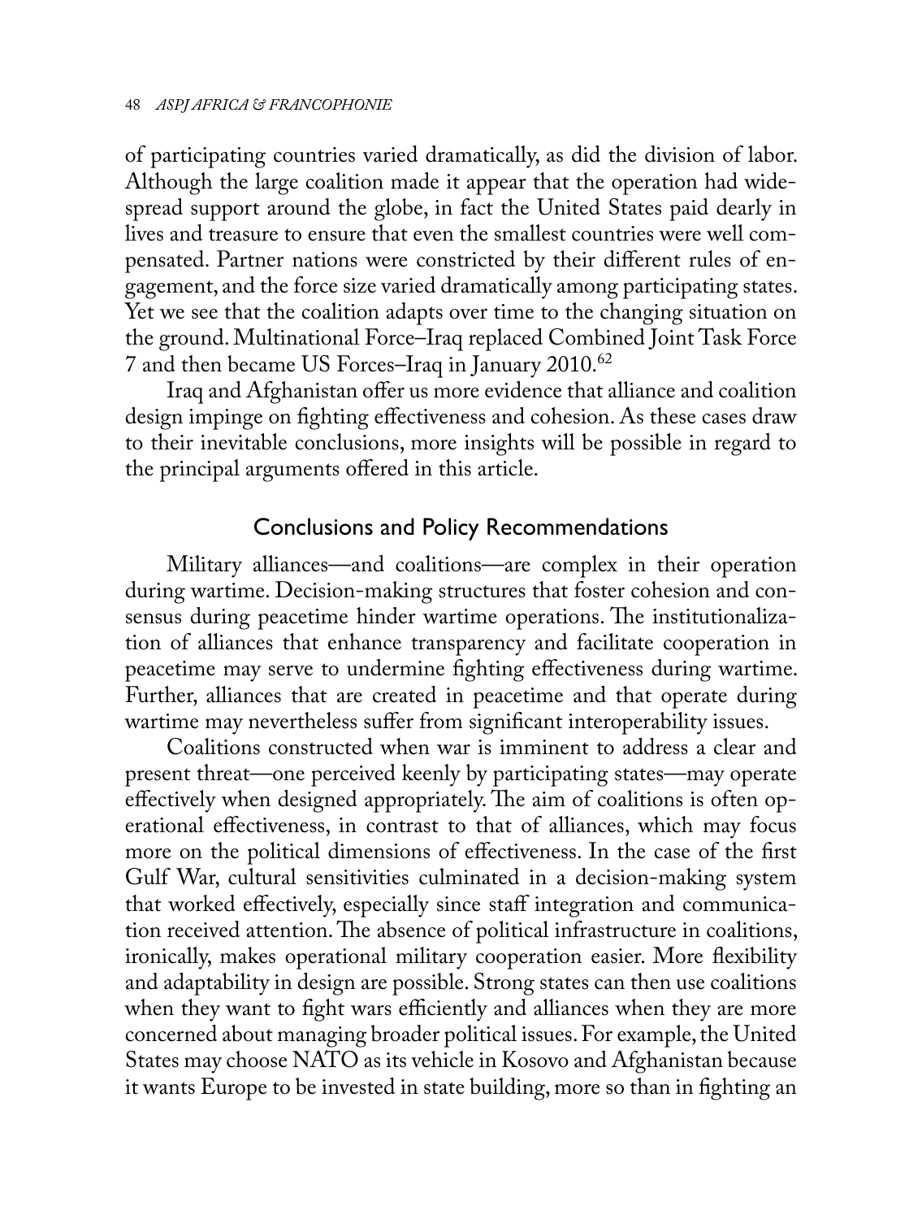of participating countries varied dramatically, as did the division of labor. Although the large coalition made it appear that the operation had widespread support around the globe, in fact the United States paid dearly in lives and treasure to ensure that even the smallest countries were well compensated. Partner nations were constricted by their different rules of engagement, and the force size varied dramatically among participating states. Yet we see that the coalition adapts over time to the changing situation on the ground. Multinational Force–Iraq replaced Combined Joint Task Force 7 and then became US Forces–Iraq in January 2010.[62]

Iraq and Afghanistan offer us more evidence that alliance and coalition design impinge on fighting effectiveness and cohesion. As these cases draw to their inevitable conclusions, more insights will be possible in regard to the principal arguments offered in this article.

## Conclusions and Policy Recommendations

Military alliances—and coalitions—are complex in their operation during wartime. Decision-making structures that foster cohesion and consensus during peacetime hinder wartime operations. The institutionalization of alliances that enhance transparency and facilitate cooperation in peacetime may serve to undermine fighting effectiveness during wartime. Further, alliances that are created in peacetime and that operate during wartime may nevertheless suffer from significant interoperability issues.

Coalitions constructed when war is imminent to address a clear and present threat—one perceived keenly by participating states—may operate effectively when designed appropriately. The aim of coalitions is often operational effectiveness, in contrast to that of alliances, which may focus more on the political dimensions of effectiveness. In the case of the first Gulf War, cultural sensitivities culminated in a decision-making system that worked effectively, especially since staff integration and communication received attention. The absence of political infrastructure in coalitions, ironically, makes operational military cooperation easier. More flexibility and adaptability in design are possible. Strong states can then use coalitions when they want to fight wars efficiently and alliances when they are more concerned about managing broader political issues. For example, the United States may choose NATO as its vehicle in Kosovo and Afghanistan because it wants Europe to be invested in state building, more so than in fighting an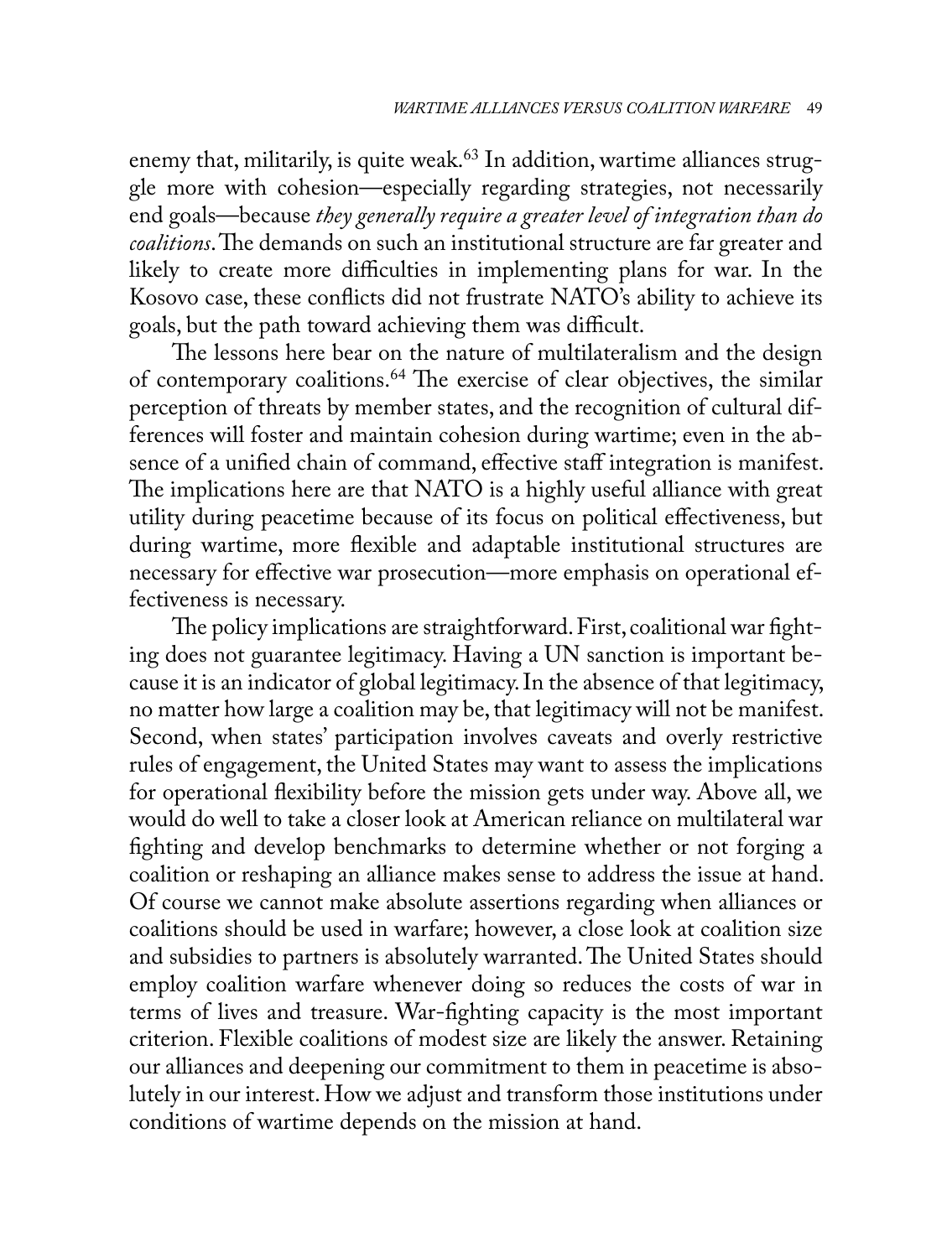enemy that, militarily, is quite weak.[63] In addition, wartime alliances struggle more with cohesion—especially regarding strategies, not necessarily end goals—because *they generally require a greater level of integration than do coalitions*. The demands on such an institutional structure are far greater and likely to create more difficulties in implementing plans for war. In the Kosovo case, these conflicts did not frustrate NATO's ability to achieve its goals, but the path toward achieving them was difficult.

The lessons here bear on the nature of multilateralism and the design of contemporary coalitions.[64] The exercise of clear objectives, the similar perception of threats by member states, and the recognition of cultural differences will foster and maintain cohesion during wartime; even in the absence of a unified chain of command, effective staff integration is manifest. The implications here are that NATO is a highly useful alliance with great utility during peacetime because of its focus on political effectiveness, but during wartime, more flexible and adaptable institutional structures are necessary for effective war prosecution—more emphasis on operational effectiveness is necessary.

The policy implications are straightforward. First, coalitional war fighting does not guarantee legitimacy. Having a UN sanction is important because it is an indicator of global legitimacy. In the absence of that legitimacy, no matter how large a coalition may be, that legitimacy will not be manifest. Second, when states' participation involves caveats and overly restrictive rules of engagement, the United States may want to assess the implications for operational flexibility before the mission gets under way. Above all, we would do well to take a closer look at American reliance on multilateral war fighting and develop benchmarks to determine whether or not forging a coalition or reshaping an alliance makes sense to address the issue at hand. Of course we cannot make absolute assertions regarding when alliances or coalitions should be used in warfare; however, a close look at coalition size and subsidies to partners is absolutely warranted. The United States should employ coalition warfare whenever doing so reduces the costs of war in terms of lives and treasure. War-fighting capacity is the most important criterion. Flexible coalitions of modest size are likely the answer. Retaining our alliances and deepening our commitment to them in peacetime is absolutely in our interest. How we adjust and transform those institutions under conditions of wartime depends on the mission at hand.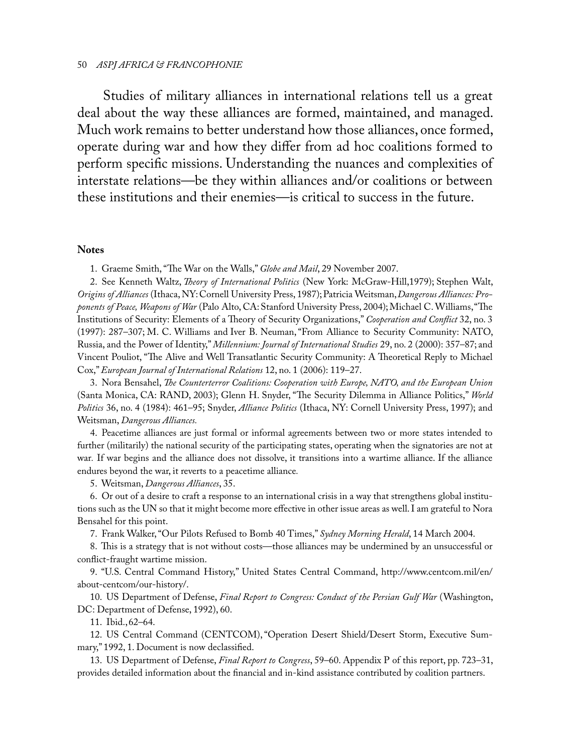Studies of military alliances in international relations tell us a great deal about the way these alliances are formed, maintained, and managed. Much work remains to better understand how those alliances, once formed, operate during war and how they differ from ad hoc coalitions formed to perform specific missions. Understanding the nuances and complexities of interstate relations—be they within alliances and/or coalitions or between these institutions and their enemies—is critical to success in the future.

### Notes

1. Graeme Smith, "The War on the Walls," *Globe and Mail*, 29 November 2007.

2. See Kenneth Waltz, *Theory of International Politics* (New York: McGraw-Hill,1979); Stephen Walt, *Origins of Alliances* (Ithaca, NY: Cornell University Press, 1987); Patricia Weitsman, *Dangerous Alliances: Proponents of Peace, Weapons of War* (Palo Alto, CA: Stanford University Press, 2004); Michael C. Williams, "The Institutions of Security: Elements of a Theory of Security Organizations," *Cooperation and Conflict* 32, no. 3 (1997): 287–307; M. C. Williams and Iver B. Neuman, "From Alliance to Security Community: NATO, Russia, and the Power of Identity," *Millennium: Journal of International Studies* 29, no. 2 (2000): 357–87; and Vincent Pouliot, "The Alive and Well Transatlantic Security Community: A Theoretical Reply to Michael Cox," *European Journal of International Relations* 12, no. 1 (2006): 119–27.

3. Nora Bensahel, *The Counterterror Coalitions: Cooperation with Europe, NATO, and the European Union* (Santa Monica, CA: RAND, 2003); Glenn H. Snyder, "The Security Dilemma in Alliance Politics," *World Politics* 36, no. 4 (1984): 461–95; Snyder, *Alliance Politics* (Ithaca, NY: Cornell University Press, 1997); and Weitsman, *Dangerous Alliances*.

4. Peacetime alliances are just formal or informal agreements between two or more states intended to further (militarily) the national security of the participating states, operating when the signatories are not at war. If war begins and the alliance does not dissolve, it transitions into a wartime alliance. If the alliance endures beyond the war, it reverts to a peacetime alliance.

5. Weitsman, *Dangerous Alliances*, 35.

6. Or out of a desire to craft a response to an international crisis in a way that strengthens global institutions such as the UN so that it might become more effective in other issue areas as well. I am grateful to Nora Bensahel for this point.

7. Frank Walker, "Our Pilots Refused to Bomb 40 Times," *Sydney Morning Herald*, 14 March 2004.

8. This is a strategy that is not without costs—those alliances may be undermined by an unsuccessful or conflict-fraught wartime mission.

9. "U.S. Central Command History," United States Central Command, http://www.centcom.mil/en/about-centcom/our-history/.

10. US Department of Defense, *Final Report to Congress: Conduct of the Persian Gulf War* (Washington, DC: Department of Defense, 1992), 60.

11. Ibid., 62–64.

12. US Central Command (CENTCOM), "Operation Desert Shield/Desert Storm, Executive Summary," 1992, 1. Document is now declassified.

13. US Department of Defense, *Final Report to Congress*, 59–60. Appendix P of this report, pp. 723–31, provides detailed information about the financial and in-kind assistance contributed by coalition partners.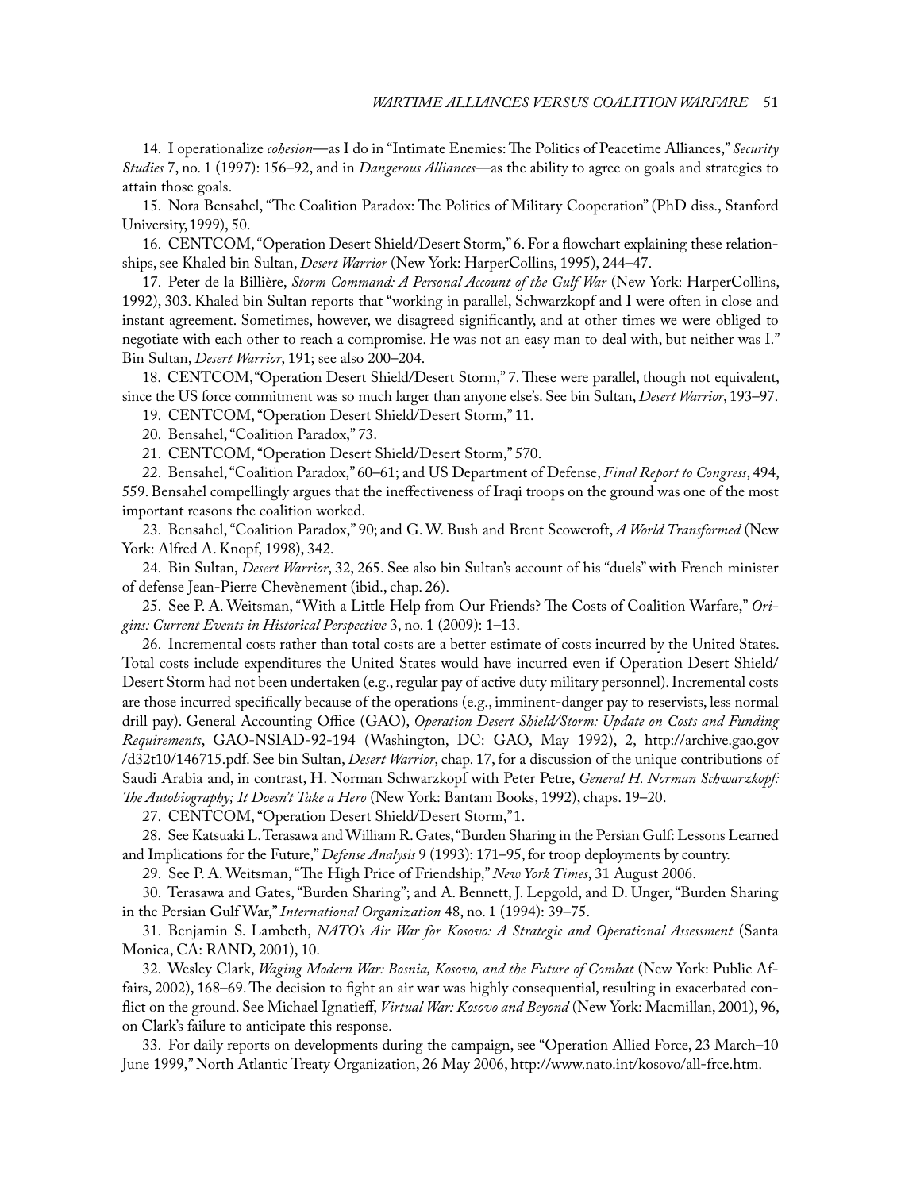14. I operationalize *cohesion*—as I do in "Intimate Enemies: The Politics of Peacetime Alliances," *Security Studies* 7, no. 1 (1997): 156–92, and in *Dangerous Alliances*—as the ability to agree on goals and strategies to attain those goals.

15. Nora Bensahel, "The Coalition Paradox: The Politics of Military Cooperation" (PhD diss., Stanford University, 1999), 50.

16. CENTCOM, "Operation Desert Shield/Desert Storm," 6. For a flowchart explaining these relationships, see Khaled bin Sultan, *Desert Warrior* (New York: HarperCollins, 1995), 244–47.

17. Peter de la Billière, *Storm Command: A Personal Account of the Gulf War* (New York: HarperCollins, 1992), 303. Khaled bin Sultan reports that "working in parallel, Schwarzkopf and I were often in close and instant agreement. Sometimes, however, we disagreed significantly, and at other times we were obliged to negotiate with each other to reach a compromise. He was not an easy man to deal with, but neither was I." Bin Sultan, *Desert Warrior*, 191; see also 200–204.

18. CENTCOM, "Operation Desert Shield/Desert Storm," 7. These were parallel, though not equivalent, since the US force commitment was so much larger than anyone else's. See bin Sultan, *Desert Warrior*, 193–97.

19. CENTCOM, "Operation Desert Shield/Desert Storm," 11.

20. Bensahel, "Coalition Paradox," 73.

21. CENTCOM, "Operation Desert Shield/Desert Storm," 570.

22. Bensahel, "Coalition Paradox," 60–61; and US Department of Defense, *Final Report to Congress*, 494, 559. Bensahel compellingly argues that the ineffectiveness of Iraqi troops on the ground was one of the most important reasons the coalition worked.

23. Bensahel, "Coalition Paradox," 90; and G. W. Bush and Brent Scowcroft, *A World Transformed* (New York: Alfred A. Knopf, 1998), 342.

24. Bin Sultan, *Desert Warrior*, 32, 265. See also bin Sultan's account of his "duels" with French minister of defense Jean-Pierre Chevènement (ibid., chap. 26).

25. See P. A. Weitsman, "With a Little Help from Our Friends? The Costs of Coalition Warfare," *Origins: Current Events in Historical Perspective* 3, no. 1 (2009): 1–13.

26. Incremental costs rather than total costs are a better estimate of costs incurred by the United States. Total costs include expenditures the United States would have incurred even if Operation Desert Shield/Desert Storm had not been undertaken (e.g., regular pay of active duty military personnel). Incremental costs are those incurred specifically because of the operations (e.g., imminent-danger pay to reservists, less normal drill pay). General Accounting Office (GAO), *Operation Desert Shield/Storm: Update on Costs and Funding Requirements*, GAO-NSIAD-92-194 (Washington, DC: GAO, May 1992), 2, http://archive.gao.gov/d32t10/146715.pdf. See bin Sultan, *Desert Warrior*, chap. 17, for a discussion of the unique contributions of Saudi Arabia and, in contrast, H. Norman Schwarzkopf with Peter Petre, *General H. Norman Schwarzkopf: The Autobiography; It Doesn't Take a Hero* (New York: Bantam Books, 1992), chaps. 19–20.

27. CENTCOM, "Operation Desert Shield/Desert Storm," 1.

28. See Katsuaki L. Terasawa and William R. Gates, "Burden Sharing in the Persian Gulf: Lessons Learned and Implications for the Future," *Defense Analysis* 9 (1993): 171–95, for troop deployments by country.

29. See P. A. Weitsman, "The High Price of Friendship," *New York Times*, 31 August 2006.

30. Terasawa and Gates, "Burden Sharing"; and A. Bennett, J. Lepgold, and D. Unger, "Burden Sharing in the Persian Gulf War," *International Organization* 48, no. 1 (1994): 39–75.

31. Benjamin S. Lambeth, *NATO's Air War for Kosovo: A Strategic and Operational Assessment* (Santa Monica, CA: RAND, 2001), 10.

32. Wesley Clark, *Waging Modern War: Bosnia, Kosovo, and the Future of Combat* (New York: Public Affairs, 2002), 168–69. The decision to fight an air war was highly consequential, resulting in exacerbated conflict on the ground. See Michael Ignatieff, *Virtual War: Kosovo and Beyond* (New York: Macmillan, 2001), 96, on Clark's failure to anticipate this response.

33. For daily reports on developments during the campaign, see "Operation Allied Force, 23 March–10 June 1999," North Atlantic Treaty Organization, 26 May 2006, http://www.nato.int/kosovo/all-frce.htm.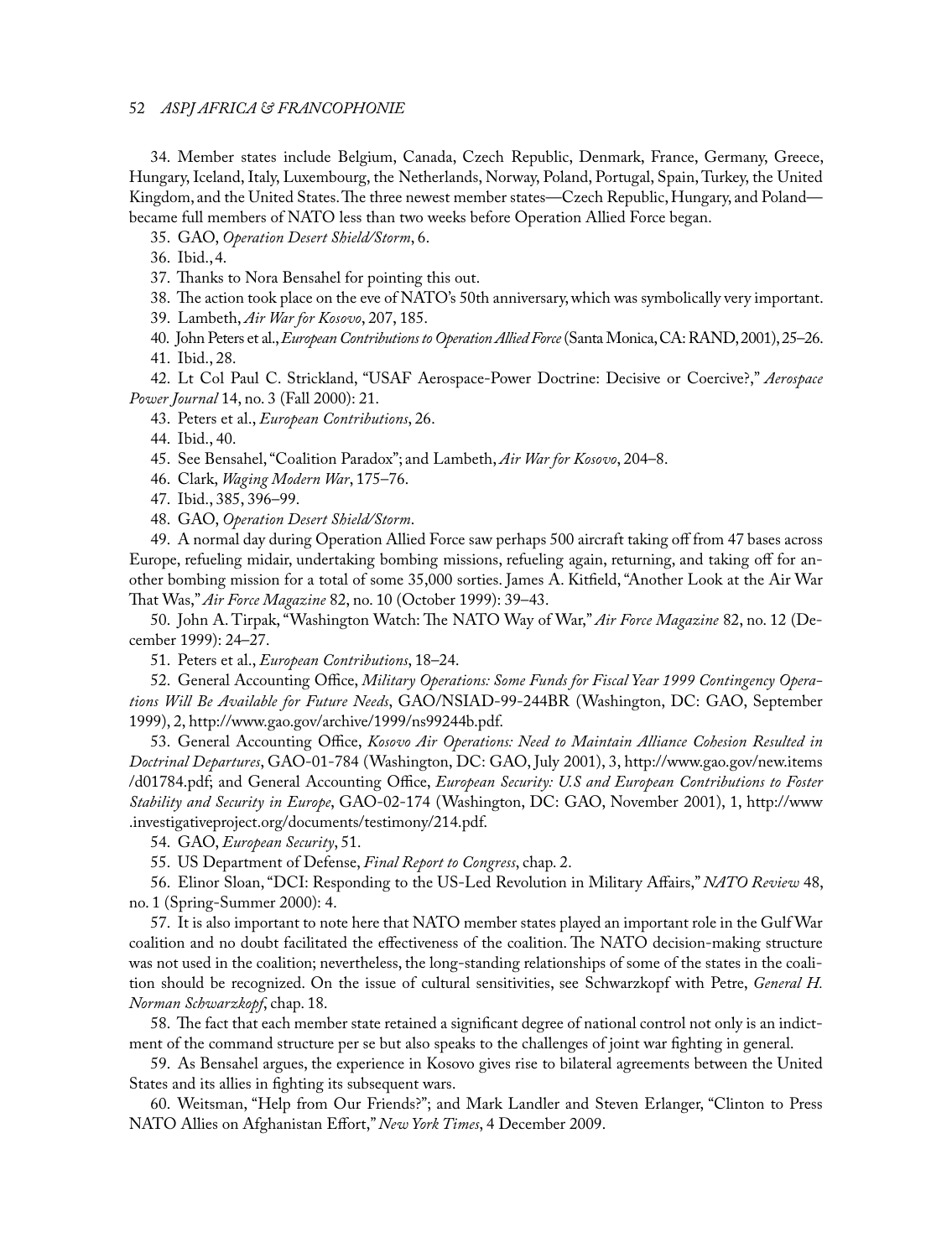34. Member states include Belgium, Canada, Czech Republic, Denmark, France, Germany, Greece, Hungary, Iceland, Italy, Luxembourg, the Netherlands, Norway, Poland, Portugal, Spain, Turkey, the United Kingdom, and the United States. The three newest member states—Czech Republic, Hungary, and Poland—became full members of NATO less than two weeks before Operation Allied Force began.

35. GAO, *Operation Desert Shield/Storm*, 6.

36. Ibid., 4.

37. Thanks to Nora Bensahel for pointing this out.

38. The action took place on the eve of NATO's 50th anniversary, which was symbolically very important.

39. Lambeth, *Air War for Kosovo*, 207, 185.

40. John Peters et al., *European Contributions to Operation Allied Force* (Santa Monica, CA: RAND, 2001), 25–26.

41. Ibid., 28.

42. Lt Col Paul C. Strickland, "USAF Aerospace-Power Doctrine: Decisive or Coercive?," *Aerospace Power Journal* 14, no. 3 (Fall 2000): 21.

43. Peters et al., *European Contributions*, 26.

44. Ibid., 40.

45. See Bensahel, "Coalition Paradox"; and Lambeth, *Air War for Kosovo*, 204–8.

46. Clark, *Waging Modern War*, 175–76.

47. Ibid., 385, 396–99.

48. GAO, *Operation Desert Shield/Storm*.

49. A normal day during Operation Allied Force saw perhaps 500 aircraft taking off from 47 bases across Europe, refueling midair, undertaking bombing missions, refueling again, returning, and taking off for another bombing mission for a total of some 35,000 sorties. James A. Kitfield, "Another Look at the Air War That Was," *Air Force Magazine* 82, no. 10 (October 1999): 39–43.

50. John A. Tirpak, "Washington Watch: The NATO Way of War," *Air Force Magazine* 82, no. 12 (December 1999): 24–27.

51. Peters et al., *European Contributions*, 18–24.

52. General Accounting Office, *Military Operations: Some Funds for Fiscal Year 1999 Contingency Operations Will Be Available for Future Needs*, GAO/NSIAD-99-244BR (Washington, DC: GAO, September 1999), 2, http://www.gao.gov/archive/1999/ns99244b.pdf.

53. General Accounting Office, *Kosovo Air Operations: Need to Maintain Alliance Cohesion Resulted in Doctrinal Departures*, GAO-01-784 (Washington, DC: GAO, July 2001), 3, http://www.gao.gov/new.items/d01784.pdf; and General Accounting Office, *European Security: U.S and European Contributions to Foster Stability and Security in Europe*, GAO-02-174 (Washington, DC: GAO, November 2001), 1, http://www.investigativeproject.org/documents/testimony/214.pdf.

54. GAO, *European Security*, 51.

55. US Department of Defense, *Final Report to Congress*, chap. 2.

56. Elinor Sloan, "DCI: Responding to the US-Led Revolution in Military Affairs," *NATO Review* 48, no. 1 (Spring-Summer 2000): 4.

57. It is also important to note here that NATO member states played an important role in the Gulf War coalition and no doubt facilitated the effectiveness of the coalition. The NATO decision-making structure was not used in the coalition; nevertheless, the long-standing relationships of some of the states in the coalition should be recognized. On the issue of cultural sensitivities, see Schwarzkopf with Petre, *General H. Norman Schwarzkopf*, chap. 18.

58. The fact that each member state retained a significant degree of national control not only is an indictment of the command structure per se but also speaks to the challenges of joint war fighting in general.

59. As Bensahel argues, the experience in Kosovo gives rise to bilateral agreements between the United States and its allies in fighting its subsequent wars.

60. Weitsman, "Help from Our Friends?"; and Mark Landler and Steven Erlanger, "Clinton to Press NATO Allies on Afghanistan Effort," *New York Times*, 4 December 2009.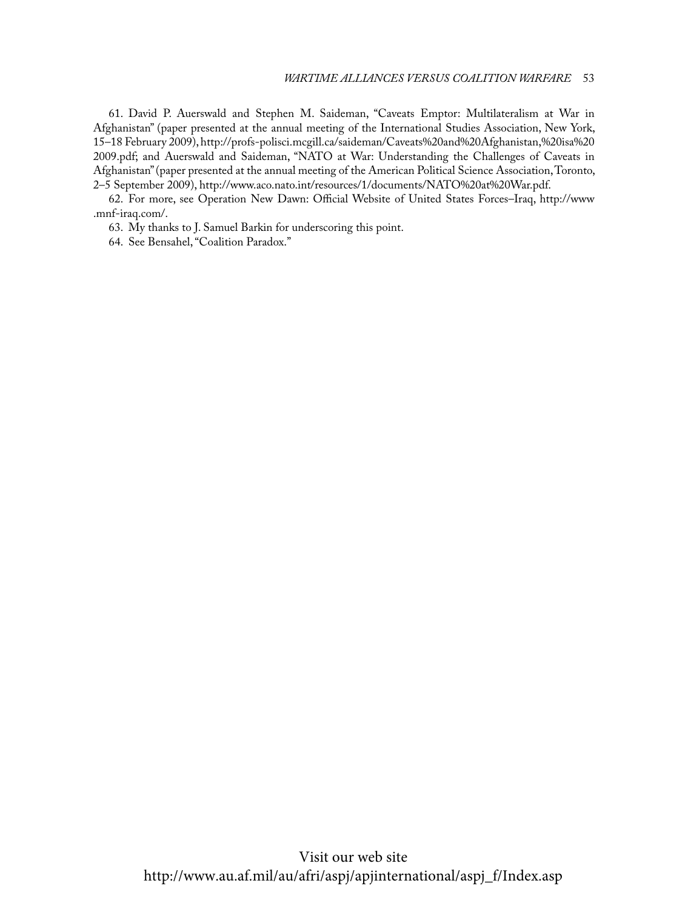61. David P. Auerswald and Stephen M. Saideman, "Caveats Emptor: Multilateralism at War in Afghanistan" (paper presented at the annual meeting of the International Studies Association, New York, 15–18 February 2009), http://profs-polisci.mcgill.ca/saideman/Caveats%20and%20Afghanistan,%20isa%20 2009.pdf; and Auerswald and Saideman, "NATO at War: Understanding the Challenges of Caveats in Afghanistan" (paper presented at the annual meeting of the American Political Science Association, Toronto, 2–5 September 2009), http://www.aco.nato.int/resources/1/documents/NATO%20at%20War.pdf.

62. For more, see Operation New Dawn: Official Website of United States Forces–Iraq, http://www .mnf-iraq.com/.

63. My thanks to J. Samuel Barkin for underscoring this point.

64. See Bensahel, "Coalition Paradox."

Visit our web site
http://www.au.af.mil/au/afri/aspj/apjinternational/aspj_f/Index.asp